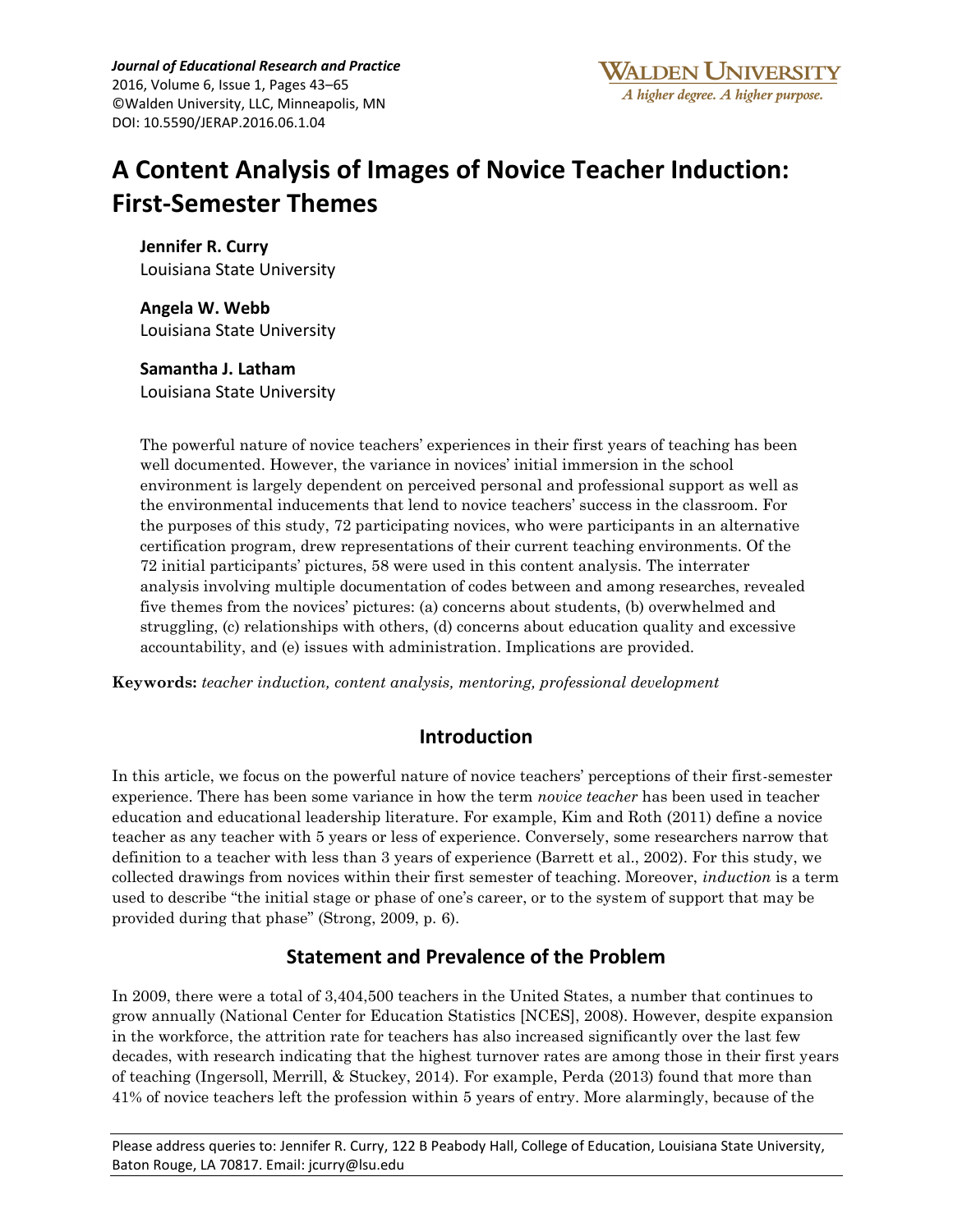*Journal of Educational Research and Practice*
2016, Volume 6, Issue 1, Pages 43–65
©Walden University, LLC, Minneapolis, MN
DOI: 10.5590/JERAP.2016.06.1.04

# A Content Analysis of Images of Novice Teacher Induction: First-Semester Themes

**Jennifer R. Curry**
Louisiana State University

**Angela W. Webb**
Louisiana State University

**Samantha J. Latham**
Louisiana State University

The powerful nature of novice teachers' experiences in their first years of teaching has been well documented. However, the variance in novices' initial immersion in the school environment is largely dependent on perceived personal and professional support as well as the environmental inducements that lend to novice teachers' success in the classroom. For the purposes of this study, 72 participating novices, who were participants in an alternative certification program, drew representations of their current teaching environments. Of the 72 initial participants' pictures, 58 were used in this content analysis. The interrater analysis involving multiple documentation of codes between and among researches, revealed five themes from the novices' pictures: (a) concerns about students, (b) overwhelmed and struggling, (c) relationships with others, (d) concerns about education quality and excessive accountability, and (e) issues with administration. Implications are provided.

**Keywords:** *teacher induction, content analysis, mentoring, professional development*

## Introduction

In this article, we focus on the powerful nature of novice teachers' perceptions of their first-semester experience. There has been some variance in how the term *novice teacher* has been used in teacher education and educational leadership literature. For example, Kim and Roth (2011) define a novice teacher as any teacher with 5 years or less of experience. Conversely, some researchers narrow that definition to a teacher with less than 3 years of experience (Barrett et al., 2002). For this study, we collected drawings from novices within their first semester of teaching. Moreover, *induction* is a term used to describe "the initial stage or phase of one's career, or to the system of support that may be provided during that phase" (Strong, 2009, p. 6).

## Statement and Prevalence of the Problem

In 2009, there were a total of 3,404,500 teachers in the United States, a number that continues to grow annually (National Center for Education Statistics [NCES], 2008). However, despite expansion in the workforce, the attrition rate for teachers has also increased significantly over the last few decades, with research indicating that the highest turnover rates are among those in their first years of teaching (Ingersoll, Merrill, & Stuckey, 2014). For example, Perda (2013) found that more than 41% of novice teachers left the profession within 5 years of entry. More alarmingly, because of the

Please address queries to: Jennifer R. Curry, 122 B Peabody Hall, College of Education, Louisiana State University, Baton Rouge, LA 70817. Email: jcurry@lsu.edu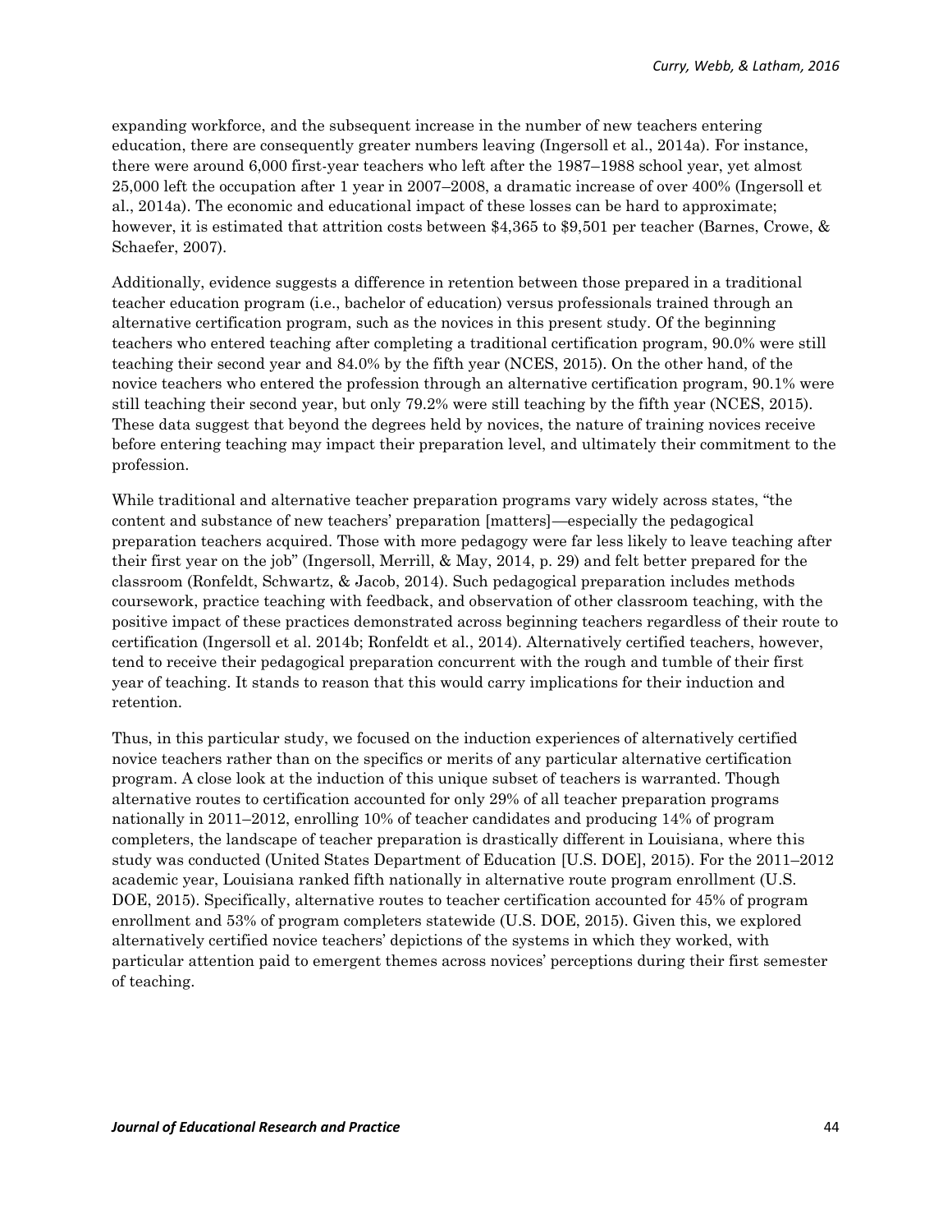expanding workforce, and the subsequent increase in the number of new teachers entering education, there are consequently greater numbers leaving (Ingersoll et al., 2014a). For instance, there were around 6,000 first-year teachers who left after the 1987–1988 school year, yet almost 25,000 left the occupation after 1 year in 2007–2008, a dramatic increase of over 400% (Ingersoll et al., 2014a). The economic and educational impact of these losses can be hard to approximate; however, it is estimated that attrition costs between $4,365 to $9,501 per teacher (Barnes, Crowe, & Schaefer, 2007).

Additionally, evidence suggests a difference in retention between those prepared in a traditional teacher education program (i.e., bachelor of education) versus professionals trained through an alternative certification program, such as the novices in this present study. Of the beginning teachers who entered teaching after completing a traditional certification program, 90.0% were still teaching their second year and 84.0% by the fifth year (NCES, 2015). On the other hand, of the novice teachers who entered the profession through an alternative certification program, 90.1% were still teaching their second year, but only 79.2% were still teaching by the fifth year (NCES, 2015). These data suggest that beyond the degrees held by novices, the nature of training novices receive before entering teaching may impact their preparation level, and ultimately their commitment to the profession.

While traditional and alternative teacher preparation programs vary widely across states, "the content and substance of new teachers' preparation [matters]—especially the pedagogical preparation teachers acquired. Those with more pedagogy were far less likely to leave teaching after their first year on the job" (Ingersoll, Merrill, & May, 2014, p. 29) and felt better prepared for the classroom (Ronfeldt, Schwartz, & Jacob, 2014). Such pedagogical preparation includes methods coursework, practice teaching with feedback, and observation of other classroom teaching, with the positive impact of these practices demonstrated across beginning teachers regardless of their route to certification (Ingersoll et al. 2014b; Ronfeldt et al., 2014). Alternatively certified teachers, however, tend to receive their pedagogical preparation concurrent with the rough and tumble of their first year of teaching. It stands to reason that this would carry implications for their induction and retention.

Thus, in this particular study, we focused on the induction experiences of alternatively certified novice teachers rather than on the specifics or merits of any particular alternative certification program. A close look at the induction of this unique subset of teachers is warranted. Though alternative routes to certification accounted for only 29% of all teacher preparation programs nationally in 2011–2012, enrolling 10% of teacher candidates and producing 14% of program completers, the landscape of teacher preparation is drastically different in Louisiana, where this study was conducted (United States Department of Education [U.S. DOE], 2015). For the 2011–2012 academic year, Louisiana ranked fifth nationally in alternative route program enrollment (U.S. DOE, 2015). Specifically, alternative routes to teacher certification accounted for 45% of program enrollment and 53% of program completers statewide (U.S. DOE, 2015). Given this, we explored alternatively certified novice teachers' depictions of the systems in which they worked, with particular attention paid to emergent themes across novices' perceptions during their first semester of teaching.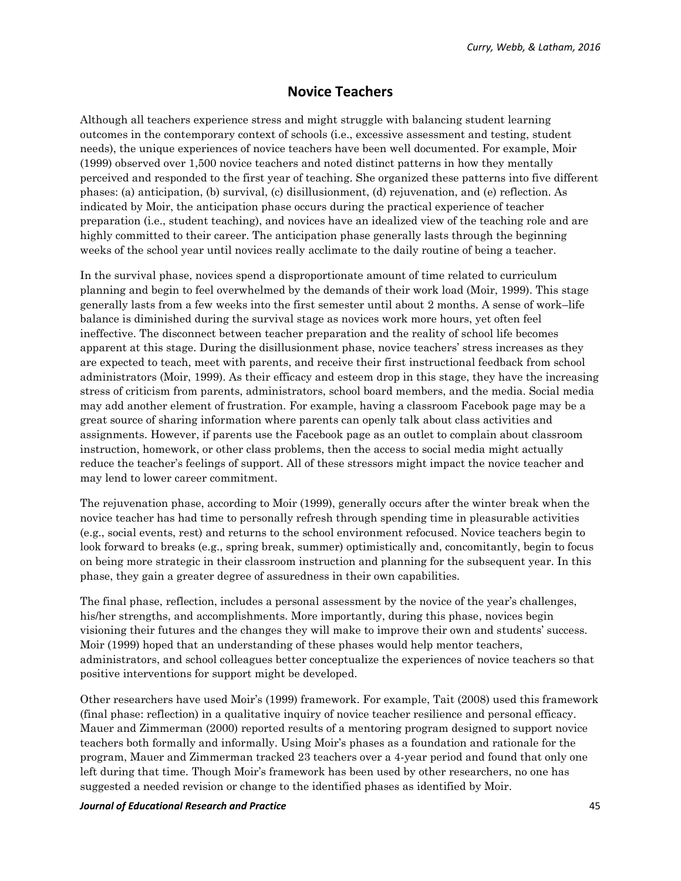## Novice Teachers

Although all teachers experience stress and might struggle with balancing student learning outcomes in the contemporary context of schools (i.e., excessive assessment and testing, student needs), the unique experiences of novice teachers have been well documented. For example, Moir (1999) observed over 1,500 novice teachers and noted distinct patterns in how they mentally perceived and responded to the first year of teaching. She organized these patterns into five different phases: (a) anticipation, (b) survival, (c) disillusionment, (d) rejuvenation, and (e) reflection. As indicated by Moir, the anticipation phase occurs during the practical experience of teacher preparation (i.e., student teaching), and novices have an idealized view of the teaching role and are highly committed to their career. The anticipation phase generally lasts through the beginning weeks of the school year until novices really acclimate to the daily routine of being a teacher.

In the survival phase, novices spend a disproportionate amount of time related to curriculum planning and begin to feel overwhelmed by the demands of their work load (Moir, 1999). This stage generally lasts from a few weeks into the first semester until about 2 months. A sense of work–life balance is diminished during the survival stage as novices work more hours, yet often feel ineffective. The disconnect between teacher preparation and the reality of school life becomes apparent at this stage. During the disillusionment phase, novice teachers' stress increases as they are expected to teach, meet with parents, and receive their first instructional feedback from school administrators (Moir, 1999). As their efficacy and esteem drop in this stage, they have the increasing stress of criticism from parents, administrators, school board members, and the media. Social media may add another element of frustration. For example, having a classroom Facebook page may be a great source of sharing information where parents can openly talk about class activities and assignments. However, if parents use the Facebook page as an outlet to complain about classroom instruction, homework, or other class problems, then the access to social media might actually reduce the teacher's feelings of support. All of these stressors might impact the novice teacher and may lend to lower career commitment.

The rejuvenation phase, according to Moir (1999), generally occurs after the winter break when the novice teacher has had time to personally refresh through spending time in pleasurable activities (e.g., social events, rest) and returns to the school environment refocused. Novice teachers begin to look forward to breaks (e.g., spring break, summer) optimistically and, concomitantly, begin to focus on being more strategic in their classroom instruction and planning for the subsequent year. In this phase, they gain a greater degree of assuredness in their own capabilities.

The final phase, reflection, includes a personal assessment by the novice of the year's challenges, his/her strengths, and accomplishments. More importantly, during this phase, novices begin visioning their futures and the changes they will make to improve their own and students' success. Moir (1999) hoped that an understanding of these phases would help mentor teachers, administrators, and school colleagues better conceptualize the experiences of novice teachers so that positive interventions for support might be developed.

Other researchers have used Moir's (1999) framework. For example, Tait (2008) used this framework (final phase: reflection) in a qualitative inquiry of novice teacher resilience and personal efficacy. Mauer and Zimmerman (2000) reported results of a mentoring program designed to support novice teachers both formally and informally. Using Moir's phases as a foundation and rationale for the program, Mauer and Zimmerman tracked 23 teachers over a 4-year period and found that only one left during that time. Though Moir's framework has been used by other researchers, no one has suggested a needed revision or change to the identified phases as identified by Moir.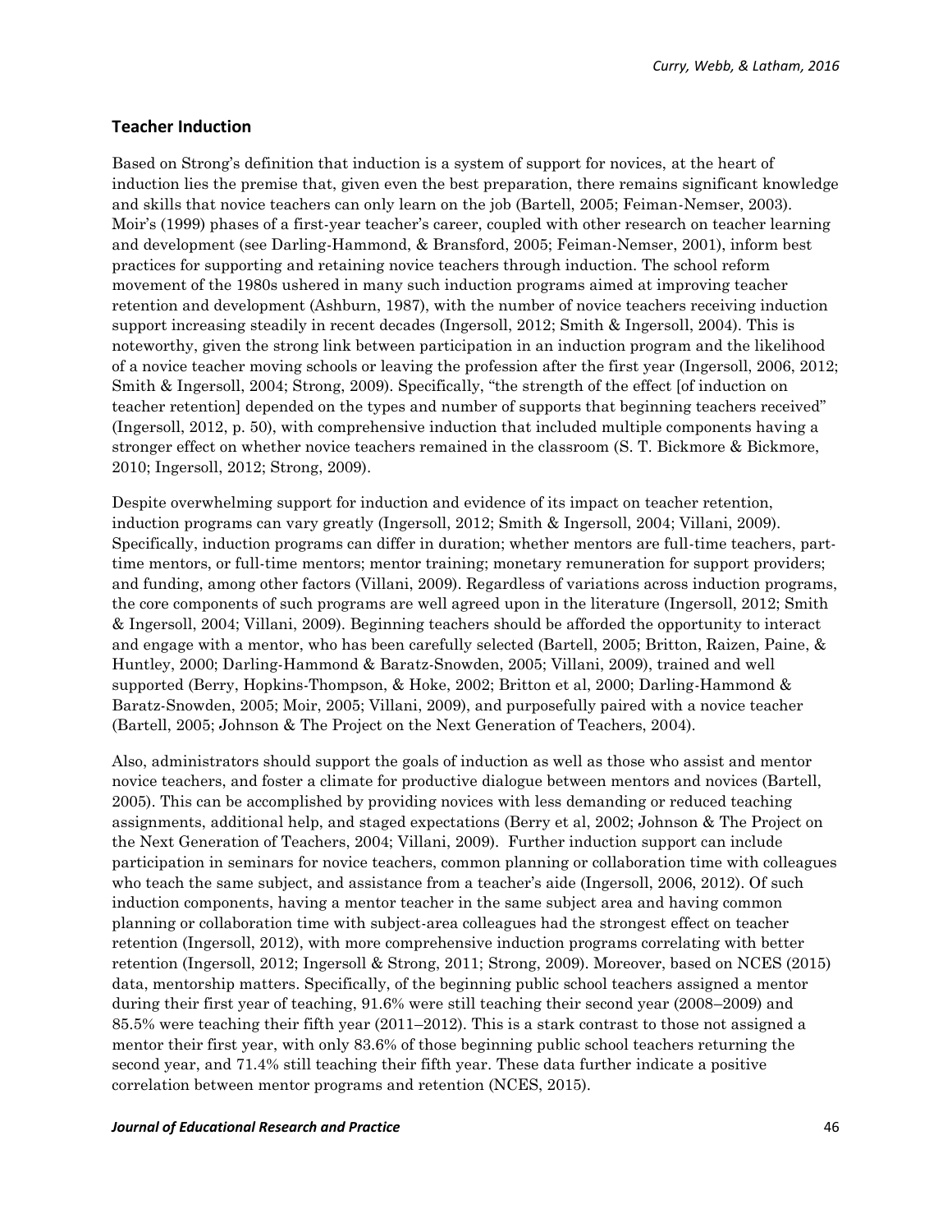## Teacher Induction

Based on Strong's definition that induction is a system of support for novices, at the heart of induction lies the premise that, given even the best preparation, there remains significant knowledge and skills that novice teachers can only learn on the job (Bartell, 2005; Feiman-Nemser, 2003). Moir's (1999) phases of a first-year teacher's career, coupled with other research on teacher learning and development (see Darling-Hammond, & Bransford, 2005; Feiman-Nemser, 2001), inform best practices for supporting and retaining novice teachers through induction. The school reform movement of the 1980s ushered in many such induction programs aimed at improving teacher retention and development (Ashburn, 1987), with the number of novice teachers receiving induction support increasing steadily in recent decades (Ingersoll, 2012; Smith & Ingersoll, 2004). This is noteworthy, given the strong link between participation in an induction program and the likelihood of a novice teacher moving schools or leaving the profession after the first year (Ingersoll, 2006, 2012; Smith & Ingersoll, 2004; Strong, 2009). Specifically, "the strength of the effect [of induction on teacher retention] depended on the types and number of supports that beginning teachers received" (Ingersoll, 2012, p. 50), with comprehensive induction that included multiple components having a stronger effect on whether novice teachers remained in the classroom (S. T. Bickmore & Bickmore, 2010; Ingersoll, 2012; Strong, 2009).

Despite overwhelming support for induction and evidence of its impact on teacher retention, induction programs can vary greatly (Ingersoll, 2012; Smith & Ingersoll, 2004; Villani, 2009). Specifically, induction programs can differ in duration; whether mentors are full-time teachers, part-time mentors, or full-time mentors; mentor training; monetary remuneration for support providers; and funding, among other factors (Villani, 2009). Regardless of variations across induction programs, the core components of such programs are well agreed upon in the literature (Ingersoll, 2012; Smith & Ingersoll, 2004; Villani, 2009). Beginning teachers should be afforded the opportunity to interact and engage with a mentor, who has been carefully selected (Bartell, 2005; Britton, Raizen, Paine, & Huntley, 2000; Darling-Hammond & Baratz-Snowden, 2005; Villani, 2009), trained and well supported (Berry, Hopkins-Thompson, & Hoke, 2002; Britton et al, 2000; Darling-Hammond & Baratz-Snowden, 2005; Moir, 2005; Villani, 2009), and purposefully paired with a novice teacher (Bartell, 2005; Johnson & The Project on the Next Generation of Teachers, 2004).

Also, administrators should support the goals of induction as well as those who assist and mentor novice teachers, and foster a climate for productive dialogue between mentors and novices (Bartell, 2005). This can be accomplished by providing novices with less demanding or reduced teaching assignments, additional help, and staged expectations (Berry et al, 2002; Johnson & The Project on the Next Generation of Teachers, 2004; Villani, 2009). Further induction support can include participation in seminars for novice teachers, common planning or collaboration time with colleagues who teach the same subject, and assistance from a teacher's aide (Ingersoll, 2006, 2012). Of such induction components, having a mentor teacher in the same subject area and having common planning or collaboration time with subject-area colleagues had the strongest effect on teacher retention (Ingersoll, 2012), with more comprehensive induction programs correlating with better retention (Ingersoll, 2012; Ingersoll & Strong, 2011; Strong, 2009). Moreover, based on NCES (2015) data, mentorship matters. Specifically, of the beginning public school teachers assigned a mentor during their first year of teaching, 91.6% were still teaching their second year (2008–2009) and 85.5% were teaching their fifth year (2011–2012). This is a stark contrast to those not assigned a mentor their first year, with only 83.6% of those beginning public school teachers returning the second year, and 71.4% still teaching their fifth year. These data further indicate a positive correlation between mentor programs and retention (NCES, 2015).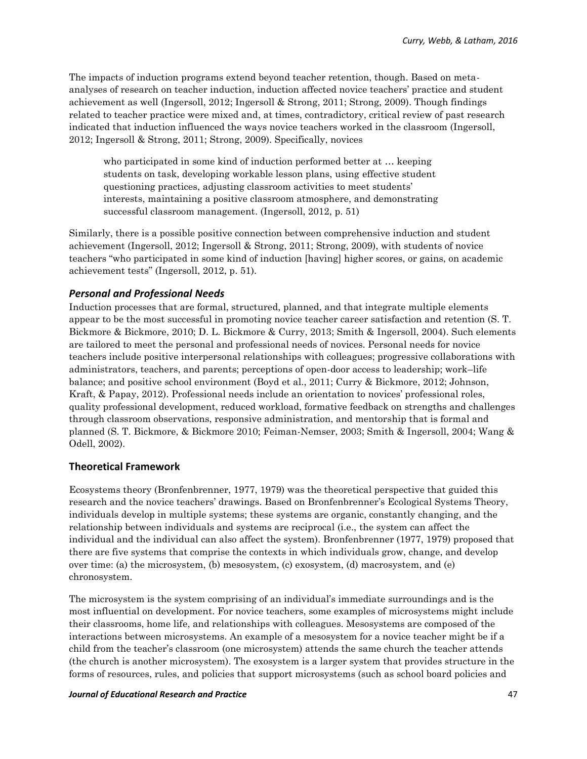The impacts of induction programs extend beyond teacher retention, though. Based on meta-analyses of research on teacher induction, induction affected novice teachers' practice and student achievement as well (Ingersoll, 2012; Ingersoll & Strong, 2011; Strong, 2009). Though findings related to teacher practice were mixed and, at times, contradictory, critical review of past research indicated that induction influenced the ways novice teachers worked in the classroom (Ingersoll, 2012; Ingersoll & Strong, 2011; Strong, 2009). Specifically, novices

> who participated in some kind of induction performed better at … keeping students on task, developing workable lesson plans, using effective student questioning practices, adjusting classroom activities to meet students' interests, maintaining a positive classroom atmosphere, and demonstrating successful classroom management. (Ingersoll, 2012, p. 51)

Similarly, there is a possible positive connection between comprehensive induction and student achievement (Ingersoll, 2012; Ingersoll & Strong, 2011; Strong, 2009), with students of novice teachers "who participated in some kind of induction [having] higher scores, or gains, on academic achievement tests" (Ingersoll, 2012, p. 51).

### *Personal and Professional Needs*

Induction processes that are formal, structured, planned, and that integrate multiple elements appear to be the most successful in promoting novice teacher career satisfaction and retention (S. T. Bickmore & Bickmore, 2010; D. L. Bickmore & Curry, 2013; Smith & Ingersoll, 2004). Such elements are tailored to meet the personal and professional needs of novices. Personal needs for novice teachers include positive interpersonal relationships with colleagues; progressive collaborations with administrators, teachers, and parents; perceptions of open-door access to leadership; work–life balance; and positive school environment (Boyd et al., 2011; Curry & Bickmore, 2012; Johnson, Kraft, & Papay, 2012). Professional needs include an orientation to novices' professional roles, quality professional development, reduced workload, formative feedback on strengths and challenges through classroom observations, responsive administration, and mentorship that is formal and planned (S. T. Bickmore, & Bickmore 2010; Feiman-Nemser, 2003; Smith & Ingersoll, 2004; Wang & Odell, 2002).

## Theoretical Framework

Ecosystems theory (Bronfenbrenner, 1977, 1979) was the theoretical perspective that guided this research and the novice teachers' drawings. Based on Bronfenbrenner's Ecological Systems Theory, individuals develop in multiple systems; these systems are organic, constantly changing, and the relationship between individuals and systems are reciprocal (i.e., the system can affect the individual and the individual can also affect the system). Bronfenbrenner (1977, 1979) proposed that there are five systems that comprise the contexts in which individuals grow, change, and develop over time: (a) the microsystem, (b) mesosystem, (c) exosystem, (d) macrosystem, and (e) chronosystem.

The microsystem is the system comprising of an individual's immediate surroundings and is the most influential on development. For novice teachers, some examples of microsystems might include their classrooms, home life, and relationships with colleagues. Mesosystems are composed of the interactions between microsystems. An example of a mesosystem for a novice teacher might be if a child from the teacher's classroom (one microsystem) attends the same church the teacher attends (the church is another microsystem). The exosystem is a larger system that provides structure in the forms of resources, rules, and policies that support microsystems (such as school board policies and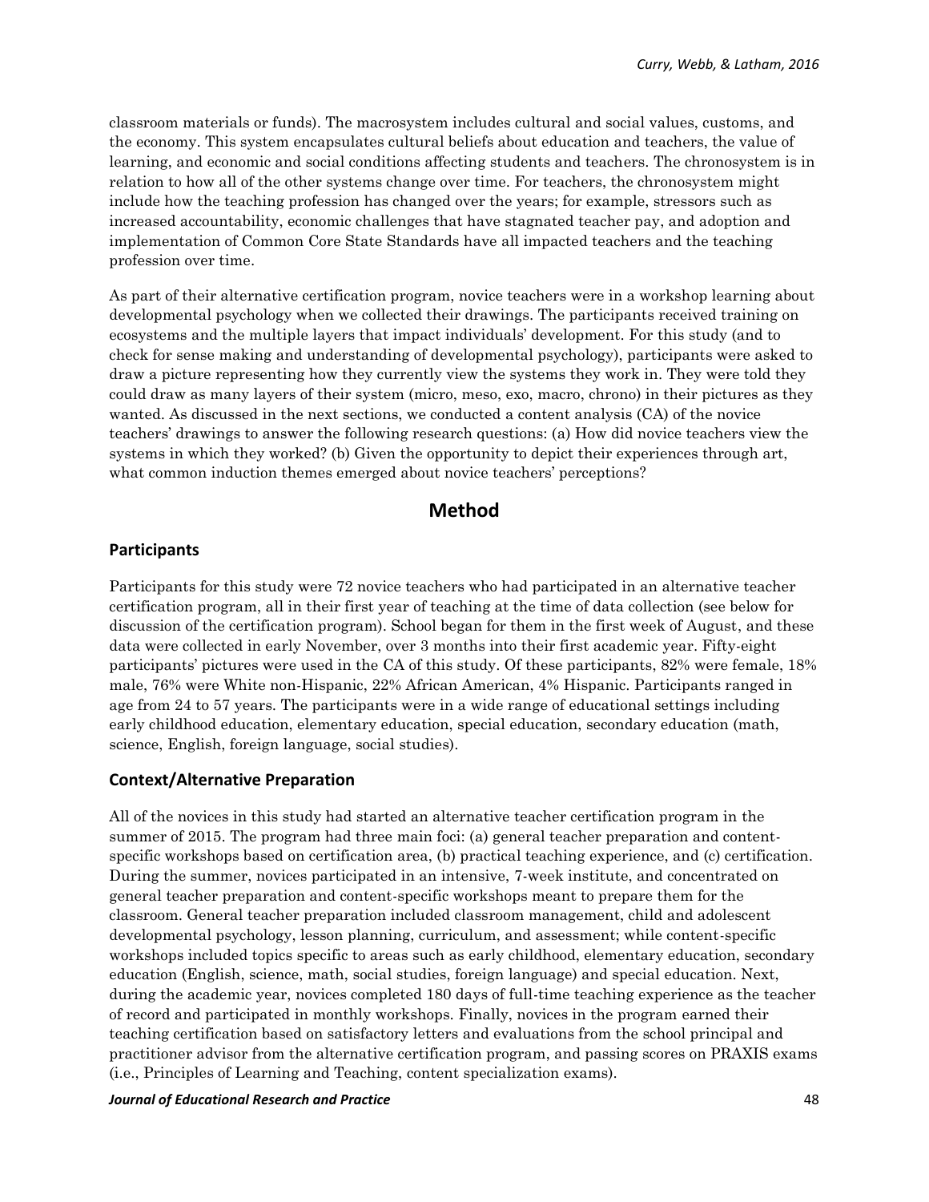classroom materials or funds). The macrosystem includes cultural and social values, customs, and the economy. This system encapsulates cultural beliefs about education and teachers, the value of learning, and economic and social conditions affecting students and teachers. The chronosystem is in relation to how all of the other systems change over time. For teachers, the chronosystem might include how the teaching profession has changed over the years; for example, stressors such as increased accountability, economic challenges that have stagnated teacher pay, and adoption and implementation of Common Core State Standards have all impacted teachers and the teaching profession over time.

As part of their alternative certification program, novice teachers were in a workshop learning about developmental psychology when we collected their drawings. The participants received training on ecosystems and the multiple layers that impact individuals' development. For this study (and to check for sense making and understanding of developmental psychology), participants were asked to draw a picture representing how they currently view the systems they work in. They were told they could draw as many layers of their system (micro, meso, exo, macro, chrono) in their pictures as they wanted. As discussed in the next sections, we conducted a content analysis (CA) of the novice teachers' drawings to answer the following research questions: (a) How did novice teachers view the systems in which they worked? (b) Given the opportunity to depict their experiences through art, what common induction themes emerged about novice teachers' perceptions?

## Method

### Participants

Participants for this study were 72 novice teachers who had participated in an alternative teacher certification program, all in their first year of teaching at the time of data collection (see below for discussion of the certification program). School began for them in the first week of August, and these data were collected in early November, over 3 months into their first academic year. Fifty-eight participants' pictures were used in the CA of this study. Of these participants, 82% were female, 18% male, 76% were White non-Hispanic, 22% African American, 4% Hispanic. Participants ranged in age from 24 to 57 years. The participants were in a wide range of educational settings including early childhood education, elementary education, special education, secondary education (math, science, English, foreign language, social studies).

### Context/Alternative Preparation

All of the novices in this study had started an alternative teacher certification program in the summer of 2015. The program had three main foci: (a) general teacher preparation and content-specific workshops based on certification area, (b) practical teaching experience, and (c) certification. During the summer, novices participated in an intensive, 7-week institute, and concentrated on general teacher preparation and content-specific workshops meant to prepare them for the classroom. General teacher preparation included classroom management, child and adolescent developmental psychology, lesson planning, curriculum, and assessment; while content-specific workshops included topics specific to areas such as early childhood, elementary education, secondary education (English, science, math, social studies, foreign language) and special education. Next, during the academic year, novices completed 180 days of full-time teaching experience as the teacher of record and participated in monthly workshops. Finally, novices in the program earned their teaching certification based on satisfactory letters and evaluations from the school principal and practitioner advisor from the alternative certification program, and passing scores on PRAXIS exams (i.e., Principles of Learning and Teaching, content specialization exams).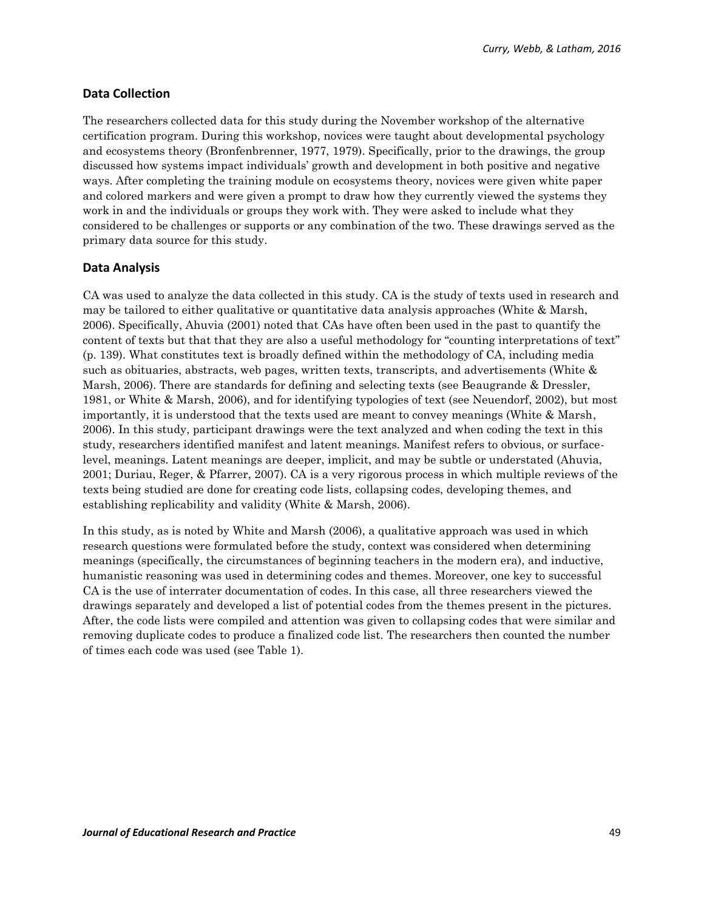## Data Collection

The researchers collected data for this study during the November workshop of the alternative certification program. During this workshop, novices were taught about developmental psychology and ecosystems theory (Bronfenbrenner, 1977, 1979). Specifically, prior to the drawings, the group discussed how systems impact individuals' growth and development in both positive and negative ways. After completing the training module on ecosystems theory, novices were given white paper and colored markers and were given a prompt to draw how they currently viewed the systems they work in and the individuals or groups they work with. They were asked to include what they considered to be challenges or supports or any combination of the two. These drawings served as the primary data source for this study.

## Data Analysis

CA was used to analyze the data collected in this study. CA is the study of texts used in research and may be tailored to either qualitative or quantitative data analysis approaches (White & Marsh, 2006). Specifically, Ahuvia (2001) noted that CAs have often been used in the past to quantify the content of texts but that that they are also a useful methodology for "counting interpretations of text" (p. 139). What constitutes text is broadly defined within the methodology of CA, including media such as obituaries, abstracts, web pages, written texts, transcripts, and advertisements (White & Marsh, 2006). There are standards for defining and selecting texts (see Beaugrande & Dressler, 1981, or White & Marsh, 2006), and for identifying typologies of text (see Neuendorf, 2002), but most importantly, it is understood that the texts used are meant to convey meanings (White & Marsh, 2006). In this study, participant drawings were the text analyzed and when coding the text in this study, researchers identified manifest and latent meanings. Manifest refers to obvious, or surface-level, meanings. Latent meanings are deeper, implicit, and may be subtle or understated (Ahuvia, 2001; Duriau, Reger, & Pfarrer, 2007). CA is a very rigorous process in which multiple reviews of the texts being studied are done for creating code lists, collapsing codes, developing themes, and establishing replicability and validity (White & Marsh, 2006).

In this study, as is noted by White and Marsh (2006), a qualitative approach was used in which research questions were formulated before the study, context was considered when determining meanings (specifically, the circumstances of beginning teachers in the modern era), and inductive, humanistic reasoning was used in determining codes and themes. Moreover, one key to successful CA is the use of interrater documentation of codes. In this case, all three researchers viewed the drawings separately and developed a list of potential codes from the themes present in the pictures. After, the code lists were compiled and attention was given to collapsing codes that were similar and removing duplicate codes to produce a finalized code list. The researchers then counted the number of times each code was used (see Table 1).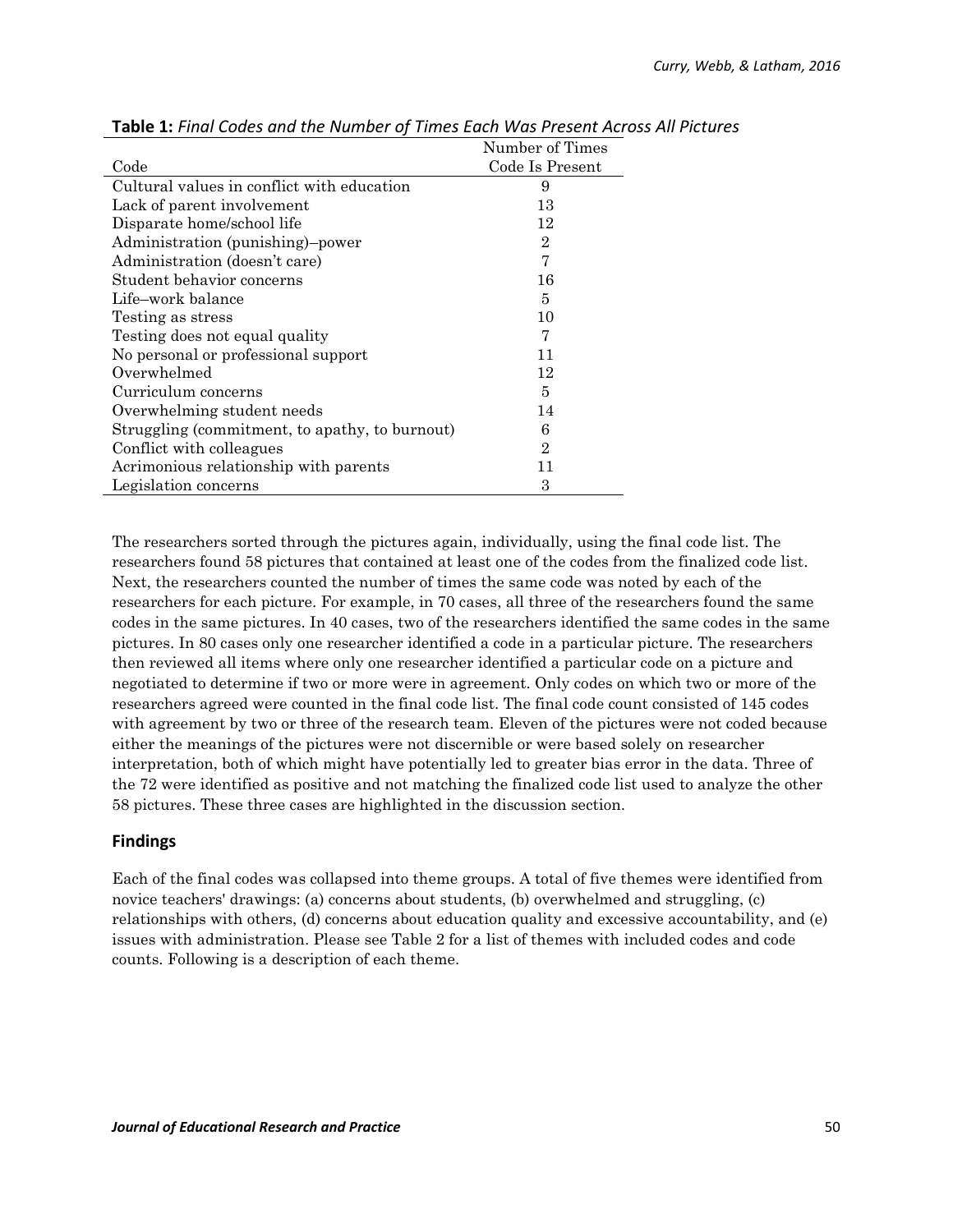**Table 1:** *Final Codes and the Number of Times Each Was Present Across All Pictures*

| Code | Number of Times Code Is Present |
|---|---|
| Cultural values in conflict with education | 9 |
| Lack of parent involvement | 13 |
| Disparate home/school life | 12 |
| Administration (punishing)–power | 2 |
| Administration (doesn't care) | 7 |
| Student behavior concerns | 16 |
| Life–work balance | 5 |
| Testing as stress | 10 |
| Testing does not equal quality | 7 |
| No personal or professional support | 11 |
| Overwhelmed | 12 |
| Curriculum concerns | 5 |
| Overwhelming student needs | 14 |
| Struggling (commitment, to apathy, to burnout) | 6 |
| Conflict with colleagues | 2 |
| Acrimonious relationship with parents | 11 |
| Legislation concerns | 3 |

The researchers sorted through the pictures again, individually, using the final code list. The researchers found 58 pictures that contained at least one of the codes from the finalized code list. Next, the researchers counted the number of times the same code was noted by each of the researchers for each picture. For example, in 70 cases, all three of the researchers found the same codes in the same pictures. In 40 cases, two of the researchers identified the same codes in the same pictures. In 80 cases only one researcher identified a code in a particular picture. The researchers then reviewed all items where only one researcher identified a particular code on a picture and negotiated to determine if two or more were in agreement. Only codes on which two or more of the researchers agreed were counted in the final code list. The final code count consisted of 145 codes with agreement by two or three of the research team. Eleven of the pictures were not coded because either the meanings of the pictures were not discernible or were based solely on researcher interpretation, both of which might have potentially led to greater bias error in the data. Three of the 72 were identified as positive and not matching the finalized code list used to analyze the other 58 pictures. These three cases are highlighted in the discussion section.

## Findings

Each of the final codes was collapsed into theme groups. A total of five themes were identified from novice teachers' drawings: (a) concerns about students, (b) overwhelmed and struggling, (c) relationships with others, (d) concerns about education quality and excessive accountability, and (e) issues with administration. Please see Table 2 for a list of themes with included codes and code counts. Following is a description of each theme.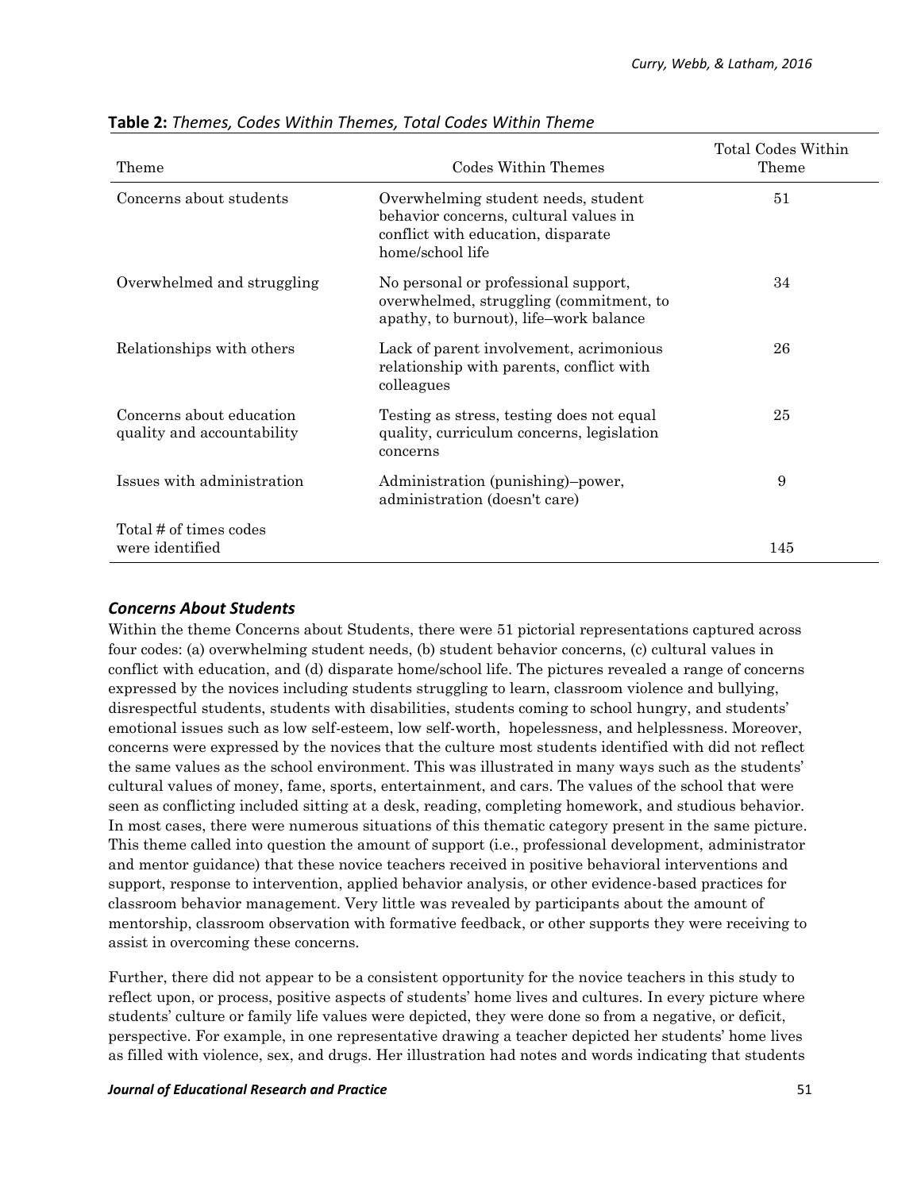**Table 2:** *Themes, Codes Within Themes, Total Codes Within Theme*

| Theme | Codes Within Themes | Total Codes Within Theme |
|---|---|---|
| Concerns about students | Overwhelming student needs, student behavior concerns, cultural values in conflict with education, disparate home/school life | 51 |
| Overwhelmed and struggling | No personal or professional support, overwhelmed, struggling (commitment, to apathy, to burnout), life–work balance | 34 |
| Relationships with others | Lack of parent involvement, acrimonious relationship with parents, conflict with colleagues | 26 |
| Concerns about education quality and accountability | Testing as stress, testing does not equal quality, curriculum concerns, legislation concerns | 25 |
| Issues with administration | Administration (punishing)–power, administration (doesn't care) | 9 |
| Total # of times codes were identified | | 145 |

### *Concerns About Students*

Within the theme Concerns about Students, there were 51 pictorial representations captured across four codes: (a) overwhelming student needs, (b) student behavior concerns, (c) cultural values in conflict with education, and (d) disparate home/school life. The pictures revealed a range of concerns expressed by the novices including students struggling to learn, classroom violence and bullying, disrespectful students, students with disabilities, students coming to school hungry, and students' emotional issues such as low self-esteem, low self-worth, hopelessness, and helplessness. Moreover, concerns were expressed by the novices that the culture most students identified with did not reflect the same values as the school environment. This was illustrated in many ways such as the students' cultural values of money, fame, sports, entertainment, and cars. The values of the school that were seen as conflicting included sitting at a desk, reading, completing homework, and studious behavior. In most cases, there were numerous situations of this thematic category present in the same picture. This theme called into question the amount of support (i.e., professional development, administrator and mentor guidance) that these novice teachers received in positive behavioral interventions and support, response to intervention, applied behavior analysis, or other evidence-based practices for classroom behavior management. Very little was revealed by participants about the amount of mentorship, classroom observation with formative feedback, or other supports they were receiving to assist in overcoming these concerns.

Further, there did not appear to be a consistent opportunity for the novice teachers in this study to reflect upon, or process, positive aspects of students' home lives and cultures. In every picture where students' culture or family life values were depicted, they were done so from a negative, or deficit, perspective. For example, in one representative drawing a teacher depicted her students' home lives as filled with violence, sex, and drugs. Her illustration had notes and words indicating that students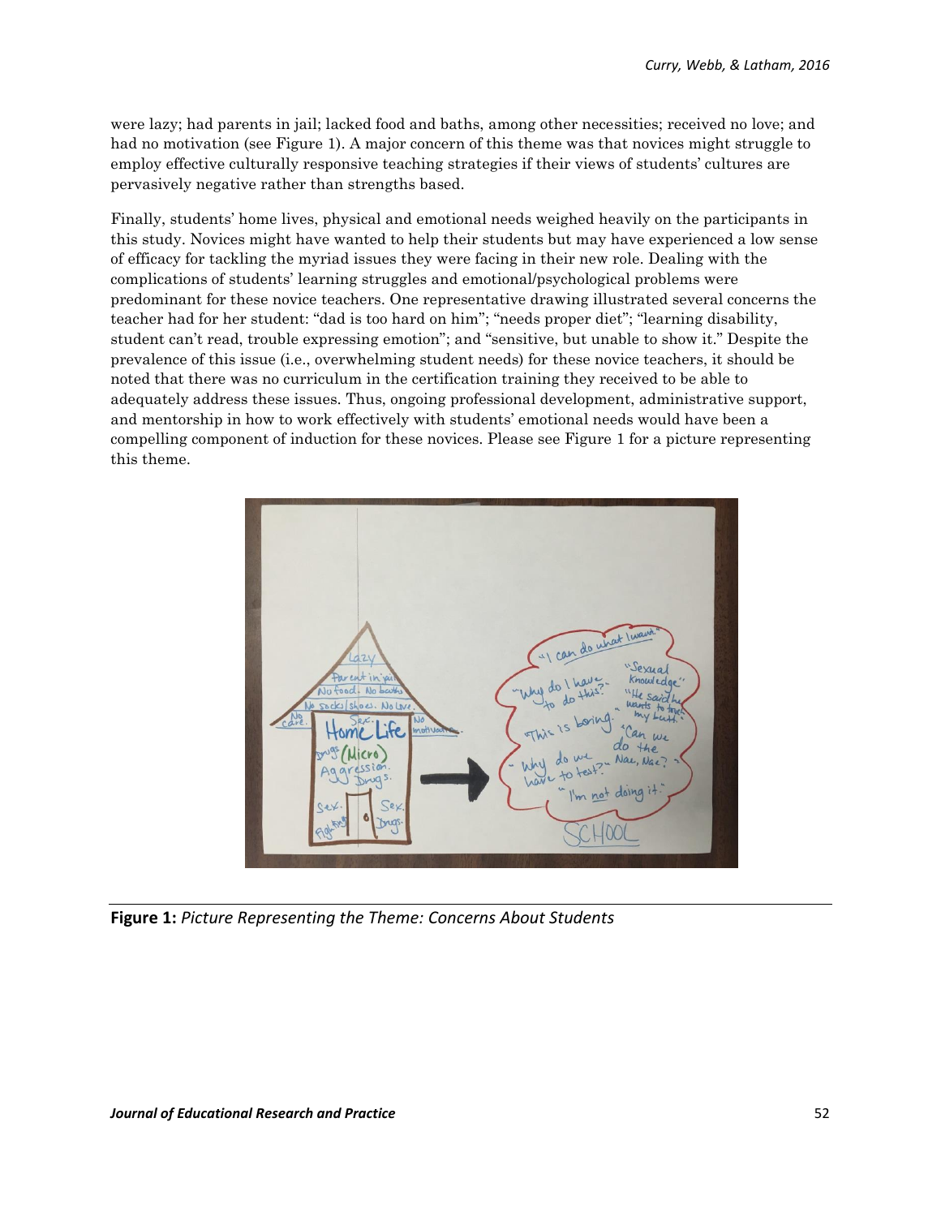were lazy; had parents in jail; lacked food and baths, among other necessities; received no love; and had no motivation (see Figure 1). A major concern of this theme was that novices might struggle to employ effective culturally responsive teaching strategies if their views of students' cultures are pervasively negative rather than strengths based.

Finally, students' home lives, physical and emotional needs weighed heavily on the participants in this study. Novices might have wanted to help their students but may have experienced a low sense of efficacy for tackling the myriad issues they were facing in their new role. Dealing with the complications of students' learning struggles and emotional/psychological problems were predominant for these novice teachers. One representative drawing illustrated several concerns the teacher had for her student: "dad is too hard on him"; "needs proper diet"; "learning disability, student can't read, trouble expressing emotion"; and "sensitive, but unable to show it." Despite the prevalence of this issue (i.e., overwhelming student needs) for these novice teachers, it should be noted that there was no curriculum in the certification training they received to be able to adequately address these issues. Thus, ongoing professional development, administrative support, and mentorship in how to work effectively with students' emotional needs would have been a compelling component of induction for these novices. Please see Figure 1 for a picture representing this theme.

**Figure 1:** *Picture Representing the Theme: Concerns About Students*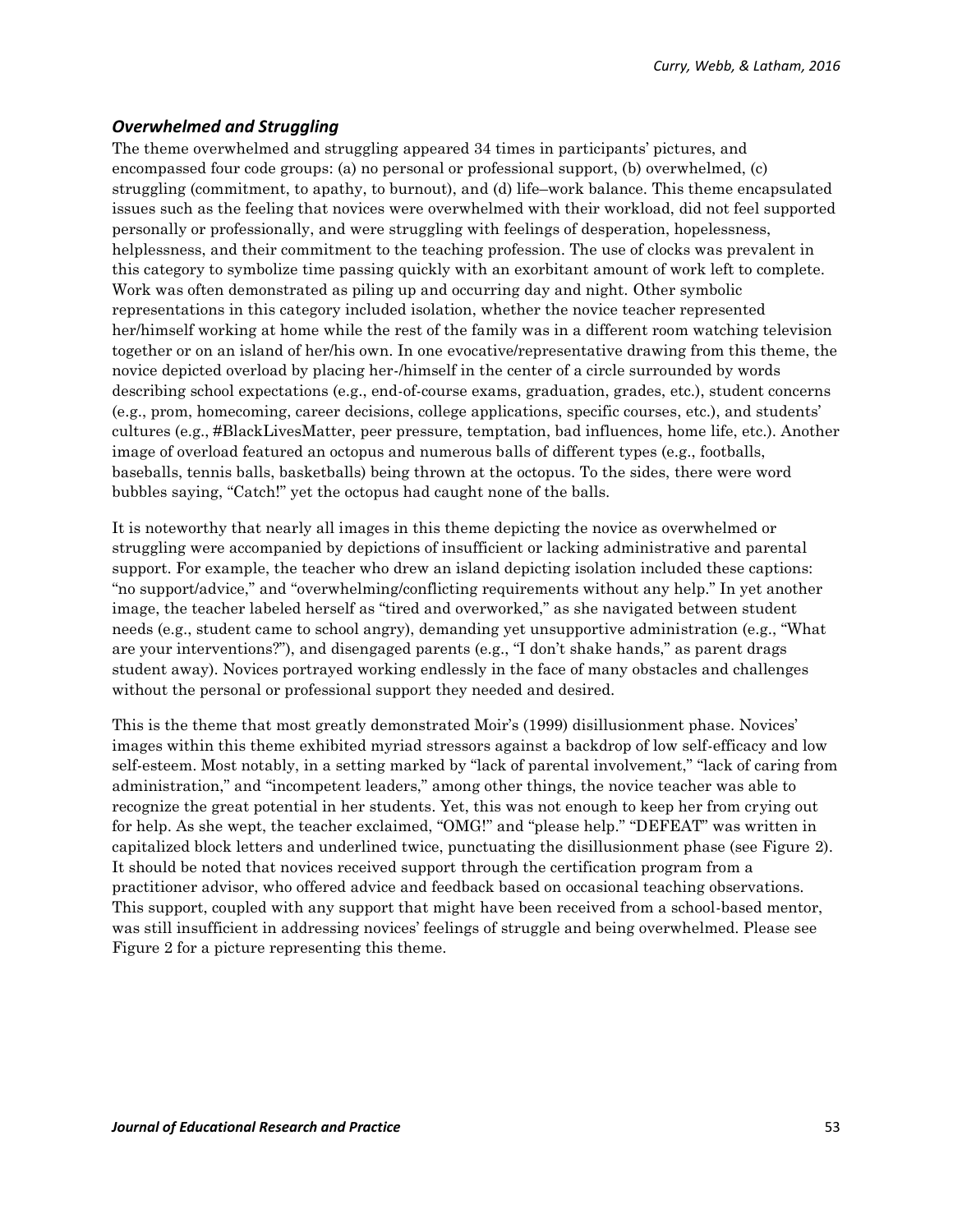### *Overwhelmed and Struggling*

The theme overwhelmed and struggling appeared 34 times in participants' pictures, and encompassed four code groups: (a) no personal or professional support, (b) overwhelmed, (c) struggling (commitment, to apathy, to burnout), and (d) life–work balance. This theme encapsulated issues such as the feeling that novices were overwhelmed with their workload, did not feel supported personally or professionally, and were struggling with feelings of desperation, hopelessness, helplessness, and their commitment to the teaching profession. The use of clocks was prevalent in this category to symbolize time passing quickly with an exorbitant amount of work left to complete. Work was often demonstrated as piling up and occurring day and night. Other symbolic representations in this category included isolation, whether the novice teacher represented her/himself working at home while the rest of the family was in a different room watching television together or on an island of her/his own. In one evocative/representative drawing from this theme, the novice depicted overload by placing her-/himself in the center of a circle surrounded by words describing school expectations (e.g., end-of-course exams, graduation, grades, etc.), student concerns (e.g., prom, homecoming, career decisions, college applications, specific courses, etc.), and students' cultures (e.g., #BlackLivesMatter, peer pressure, temptation, bad influences, home life, etc.). Another image of overload featured an octopus and numerous balls of different types (e.g., footballs, baseballs, tennis balls, basketballs) being thrown at the octopus. To the sides, there were word bubbles saying, "Catch!" yet the octopus had caught none of the balls.

It is noteworthy that nearly all images in this theme depicting the novice as overwhelmed or struggling were accompanied by depictions of insufficient or lacking administrative and parental support. For example, the teacher who drew an island depicting isolation included these captions: "no support/advice," and "overwhelming/conflicting requirements without any help." In yet another image, the teacher labeled herself as "tired and overworked," as she navigated between student needs (e.g., student came to school angry), demanding yet unsupportive administration (e.g., "What are your interventions?"), and disengaged parents (e.g., "I don't shake hands," as parent drags student away). Novices portrayed working endlessly in the face of many obstacles and challenges without the personal or professional support they needed and desired.

This is the theme that most greatly demonstrated Moir's (1999) disillusionment phase. Novices' images within this theme exhibited myriad stressors against a backdrop of low self-efficacy and low self-esteem. Most notably, in a setting marked by "lack of parental involvement," "lack of caring from administration," and "incompetent leaders," among other things, the novice teacher was able to recognize the great potential in her students. Yet, this was not enough to keep her from crying out for help. As she wept, the teacher exclaimed, "OMG!" and "please help." "DEFEAT" was written in capitalized block letters and underlined twice, punctuating the disillusionment phase (see Figure 2). It should be noted that novices received support through the certification program from a practitioner advisor, who offered advice and feedback based on occasional teaching observations. This support, coupled with any support that might have been received from a school-based mentor, was still insufficient in addressing novices' feelings of struggle and being overwhelmed. Please see Figure 2 for a picture representing this theme.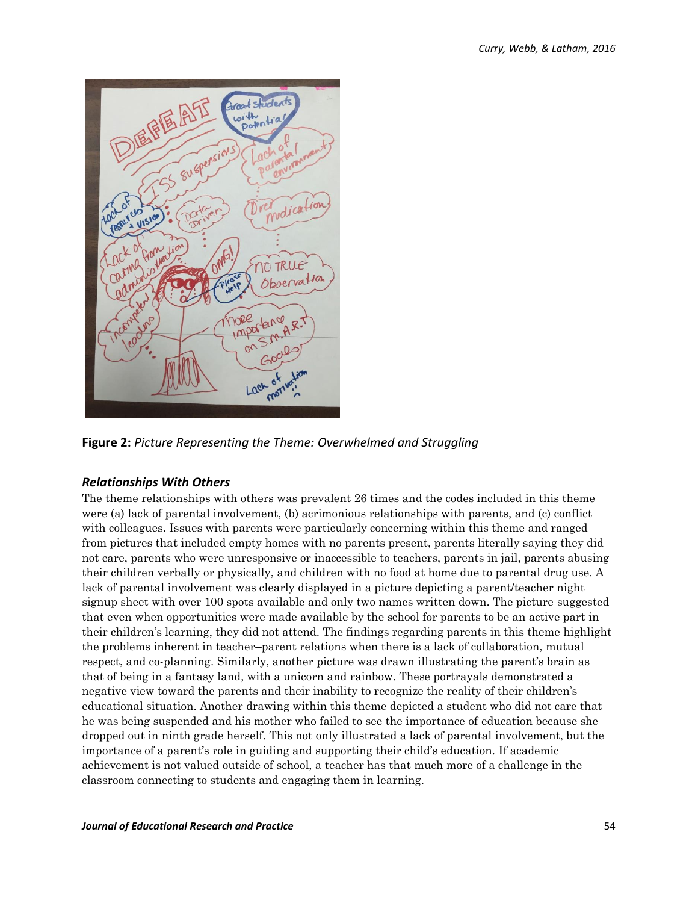**Figure 2:** *Picture Representing the Theme: Overwhelmed and Struggling*

### *Relationships With Others*

The theme relationships with others was prevalent 26 times and the codes included in this theme were (a) lack of parental involvement, (b) acrimonious relationships with parents, and (c) conflict with colleagues. Issues with parents were particularly concerning within this theme and ranged from pictures that included empty homes with no parents present, parents literally saying they did not care, parents who were unresponsive or inaccessible to teachers, parents in jail, parents abusing their children verbally or physically, and children with no food at home due to parental drug use. A lack of parental involvement was clearly displayed in a picture depicting a parent/teacher night signup sheet with over 100 spots available and only two names written down. The picture suggested that even when opportunities were made available by the school for parents to be an active part in their children's learning, they did not attend. The findings regarding parents in this theme highlight the problems inherent in teacher–parent relations when there is a lack of collaboration, mutual respect, and co-planning. Similarly, another picture was drawn illustrating the parent's brain as that of being in a fantasy land, with a unicorn and rainbow. These portrayals demonstrated a negative view toward the parents and their inability to recognize the reality of their children's educational situation. Another drawing within this theme depicted a student who did not care that he was being suspended and his mother who failed to see the importance of education because she dropped out in ninth grade herself. This not only illustrated a lack of parental involvement, but the importance of a parent's role in guiding and supporting their child's education. If academic achievement is not valued outside of school, a teacher has that much more of a challenge in the classroom connecting to students and engaging them in learning.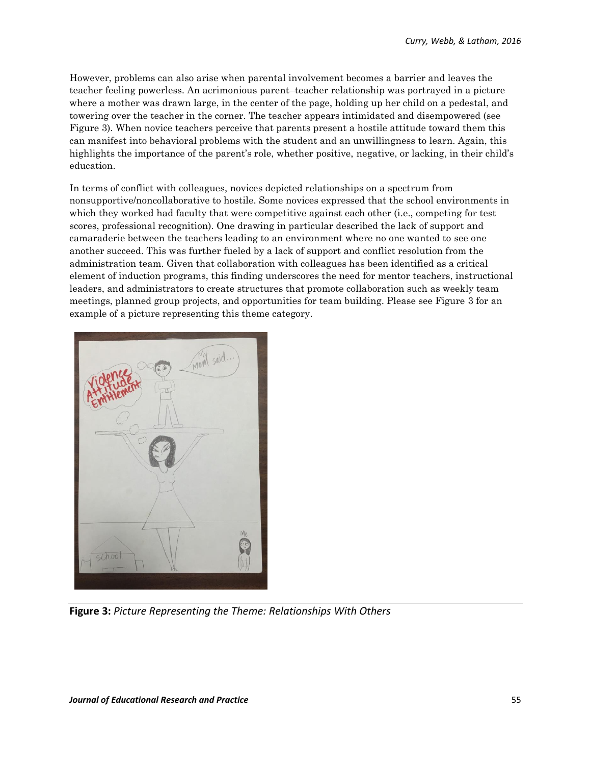However, problems can also arise when parental involvement becomes a barrier and leaves the teacher feeling powerless. An acrimonious parent–teacher relationship was portrayed in a picture where a mother was drawn large, in the center of the page, holding up her child on a pedestal, and towering over the teacher in the corner. The teacher appears intimidated and disempowered (see Figure 3). When novice teachers perceive that parents present a hostile attitude toward them this can manifest into behavioral problems with the student and an unwillingness to learn. Again, this highlights the importance of the parent's role, whether positive, negative, or lacking, in their child's education.

In terms of conflict with colleagues, novices depicted relationships on a spectrum from nonsupportive/noncollaborative to hostile. Some novices expressed that the school environments in which they worked had faculty that were competitive against each other (i.e., competing for test scores, professional recognition). One drawing in particular described the lack of support and camaraderie between the teachers leading to an environment where no one wanted to see one another succeed. This was further fueled by a lack of support and conflict resolution from the administration team. Given that collaboration with colleagues has been identified as a critical element of induction programs, this finding underscores the need for mentor teachers, instructional leaders, and administrators to create structures that promote collaboration such as weekly team meetings, planned group projects, and opportunities for team building. Please see Figure 3 for an example of a picture representing this theme category.

**Figure 3:** *Picture Representing the Theme: Relationships With Others*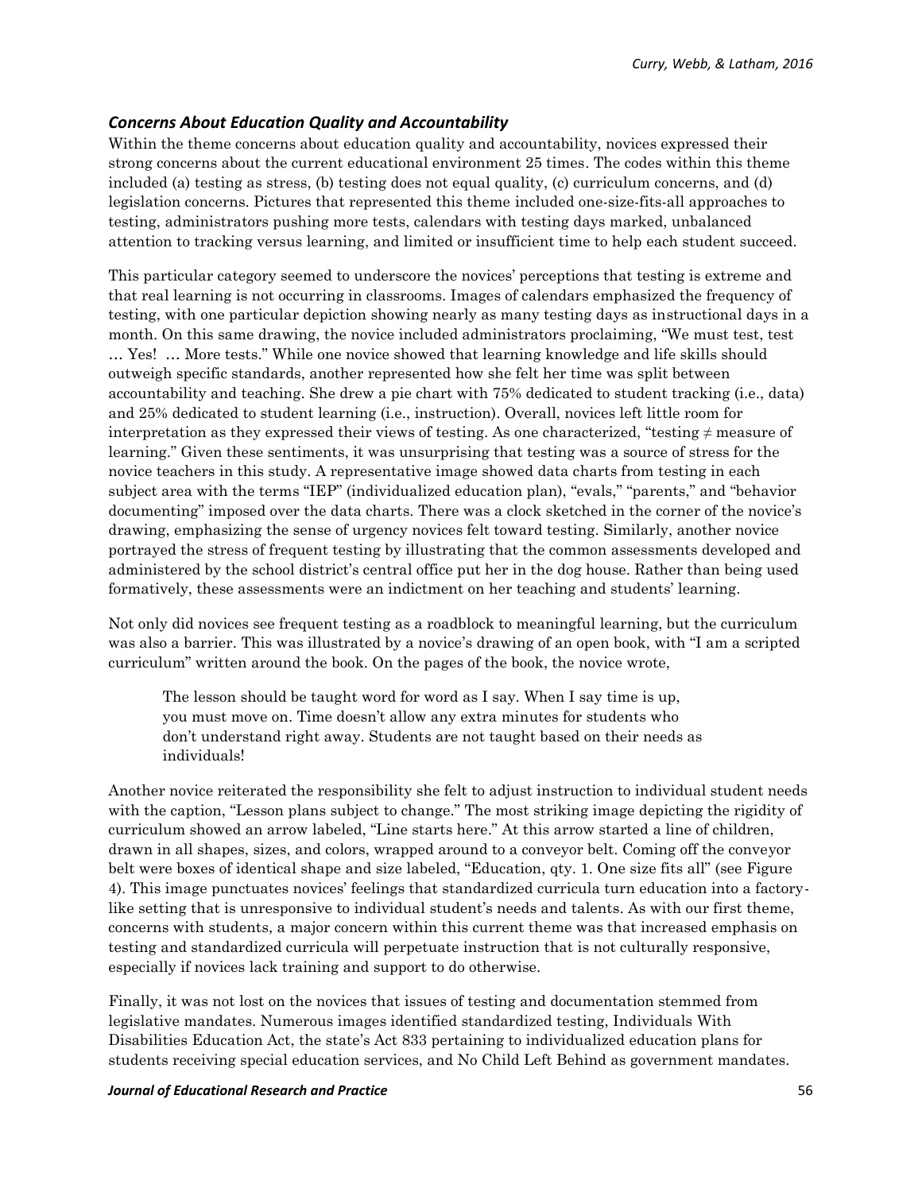### *Concerns About Education Quality and Accountability*

Within the theme concerns about education quality and accountability, novices expressed their strong concerns about the current educational environment 25 times. The codes within this theme included (a) testing as stress, (b) testing does not equal quality, (c) curriculum concerns, and (d) legislation concerns. Pictures that represented this theme included one-size-fits-all approaches to testing, administrators pushing more tests, calendars with testing days marked, unbalanced attention to tracking versus learning, and limited or insufficient time to help each student succeed.

This particular category seemed to underscore the novices' perceptions that testing is extreme and that real learning is not occurring in classrooms. Images of calendars emphasized the frequency of testing, with one particular depiction showing nearly as many testing days as instructional days in a month. On this same drawing, the novice included administrators proclaiming, "We must test, test … Yes! … More tests." While one novice showed that learning knowledge and life skills should outweigh specific standards, another represented how she felt her time was split between accountability and teaching. She drew a pie chart with 75% dedicated to student tracking (i.e., data) and 25% dedicated to student learning (i.e., instruction). Overall, novices left little room for interpretation as they expressed their views of testing. As one characterized, "testing ≠ measure of learning." Given these sentiments, it was unsurprising that testing was a source of stress for the novice teachers in this study. A representative image showed data charts from testing in each subject area with the terms "IEP" (individualized education plan), "evals," "parents," and "behavior documenting" imposed over the data charts. There was a clock sketched in the corner of the novice's drawing, emphasizing the sense of urgency novices felt toward testing. Similarly, another novice portrayed the stress of frequent testing by illustrating that the common assessments developed and administered by the school district's central office put her in the dog house. Rather than being used formatively, these assessments were an indictment on her teaching and students' learning.

Not only did novices see frequent testing as a roadblock to meaningful learning, but the curriculum was also a barrier. This was illustrated by a novice's drawing of an open book, with "I am a scripted curriculum" written around the book. On the pages of the book, the novice wrote,

> The lesson should be taught word for word as I say. When I say time is up, you must move on. Time doesn't allow any extra minutes for students who don't understand right away. Students are not taught based on their needs as individuals!

Another novice reiterated the responsibility she felt to adjust instruction to individual student needs with the caption, "Lesson plans subject to change." The most striking image depicting the rigidity of curriculum showed an arrow labeled, "Line starts here." At this arrow started a line of children, drawn in all shapes, sizes, and colors, wrapped around to a conveyor belt. Coming off the conveyor belt were boxes of identical shape and size labeled, "Education, qty. 1. One size fits all" (see Figure 4). This image punctuates novices' feelings that standardized curricula turn education into a factory-like setting that is unresponsive to individual student's needs and talents. As with our first theme, concerns with students, a major concern within this current theme was that increased emphasis on testing and standardized curricula will perpetuate instruction that is not culturally responsive, especially if novices lack training and support to do otherwise.

Finally, it was not lost on the novices that issues of testing and documentation stemmed from legislative mandates. Numerous images identified standardized testing, Individuals With Disabilities Education Act, the state's Act 833 pertaining to individualized education plans for students receiving special education services, and No Child Left Behind as government mandates.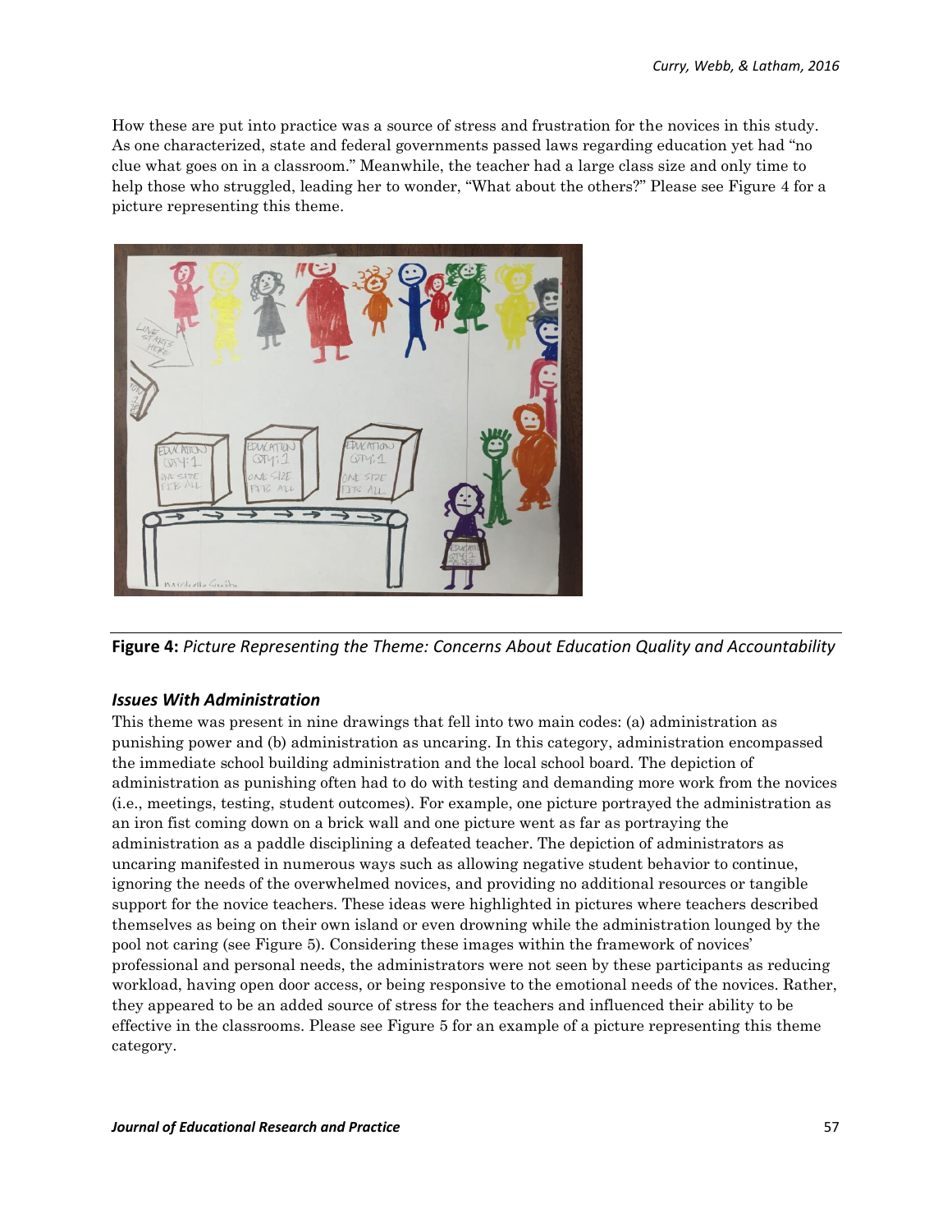How these are put into practice was a source of stress and frustration for the novices in this study. As one characterized, state and federal governments passed laws regarding education yet had "no clue what goes on in a classroom." Meanwhile, the teacher had a large class size and only time to help those who struggled, leading her to wonder, "What about the others?" Please see Figure 4 for a picture representing this theme.

**Figure 4:** *Picture Representing the Theme: Concerns About Education Quality and Accountability*

### *Issues With Administration*

This theme was present in nine drawings that fell into two main codes: (a) administration as punishing power and (b) administration as uncaring. In this category, administration encompassed the immediate school building administration and the local school board. The depiction of administration as punishing often had to do with testing and demanding more work from the novices (i.e., meetings, testing, student outcomes). For example, one picture portrayed the administration as an iron fist coming down on a brick wall and one picture went as far as portraying the administration as a paddle disciplining a defeated teacher. The depiction of administrators as uncaring manifested in numerous ways such as allowing negative student behavior to continue, ignoring the needs of the overwhelmed novices, and providing no additional resources or tangible support for the novice teachers. These ideas were highlighted in pictures where teachers described themselves as being on their own island or even drowning while the administration lounged by the pool not caring (see Figure 5). Considering these images within the framework of novices' professional and personal needs, the administrators were not seen by these participants as reducing workload, having open door access, or being responsive to the emotional needs of the novices. Rather, they appeared to be an added source of stress for the teachers and influenced their ability to be effective in the classrooms. Please see Figure 5 for an example of a picture representing this theme category.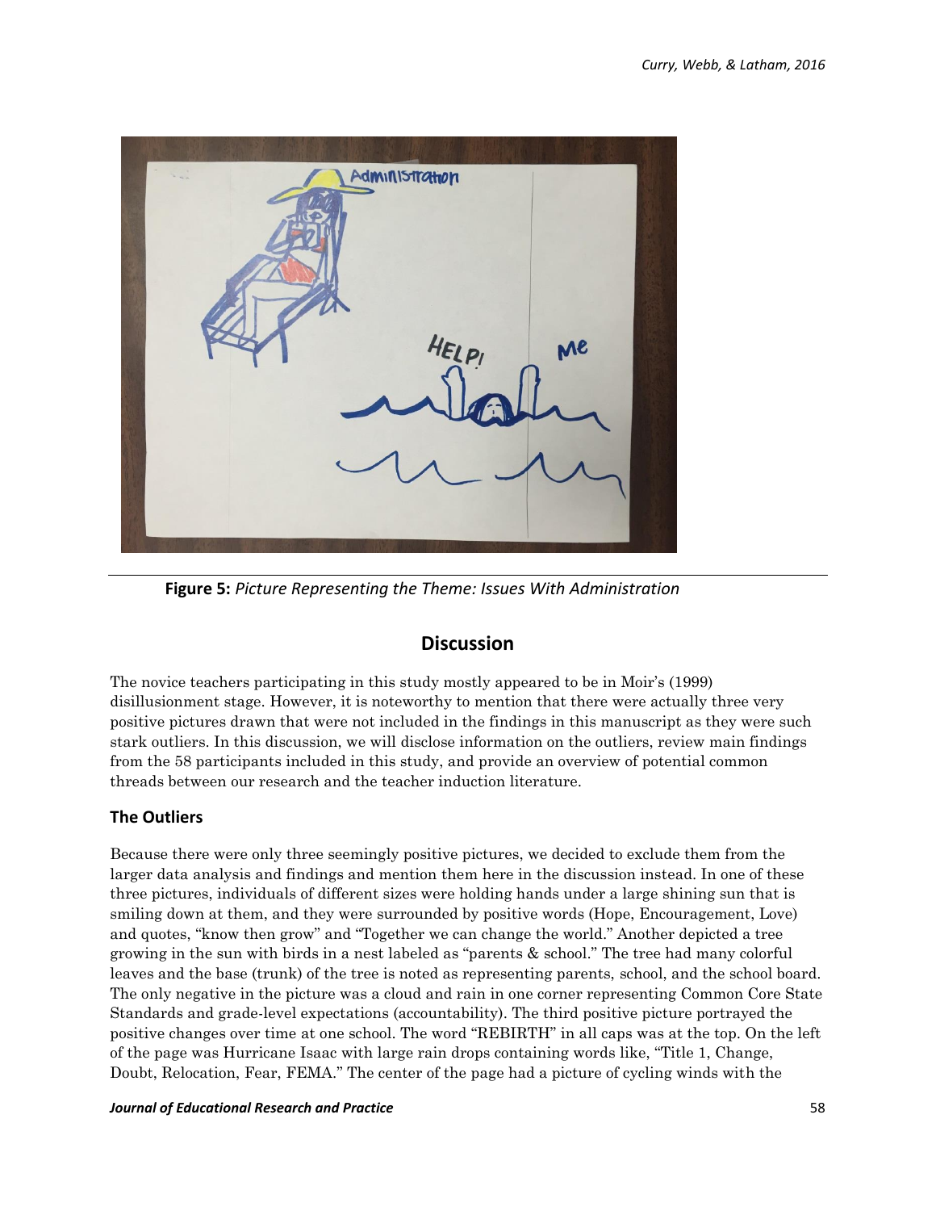**Figure 5:** *Picture Representing the Theme: Issues With Administration*

## Discussion

The novice teachers participating in this study mostly appeared to be in Moir's (1999) disillusionment stage. However, it is noteworthy to mention that there were actually three very positive pictures drawn that were not included in the findings in this manuscript as they were such stark outliers. In this discussion, we will disclose information on the outliers, review main findings from the 58 participants included in this study, and provide an overview of potential common threads between our research and the teacher induction literature.

### The Outliers

Because there were only three seemingly positive pictures, we decided to exclude them from the larger data analysis and findings and mention them here in the discussion instead. In one of these three pictures, individuals of different sizes were holding hands under a large shining sun that is smiling down at them, and they were surrounded by positive words (Hope, Encouragement, Love) and quotes, "know then grow" and "Together we can change the world." Another depicted a tree growing in the sun with birds in a nest labeled as "parents & school." The tree had many colorful leaves and the base (trunk) of the tree is noted as representing parents, school, and the school board. The only negative in the picture was a cloud and rain in one corner representing Common Core State Standards and grade-level expectations (accountability). The third positive picture portrayed the positive changes over time at one school. The word "REBIRTH" in all caps was at the top. On the left of the page was Hurricane Isaac with large rain drops containing words like, "Title 1, Change, Doubt, Relocation, Fear, FEMA." The center of the page had a picture of cycling winds with the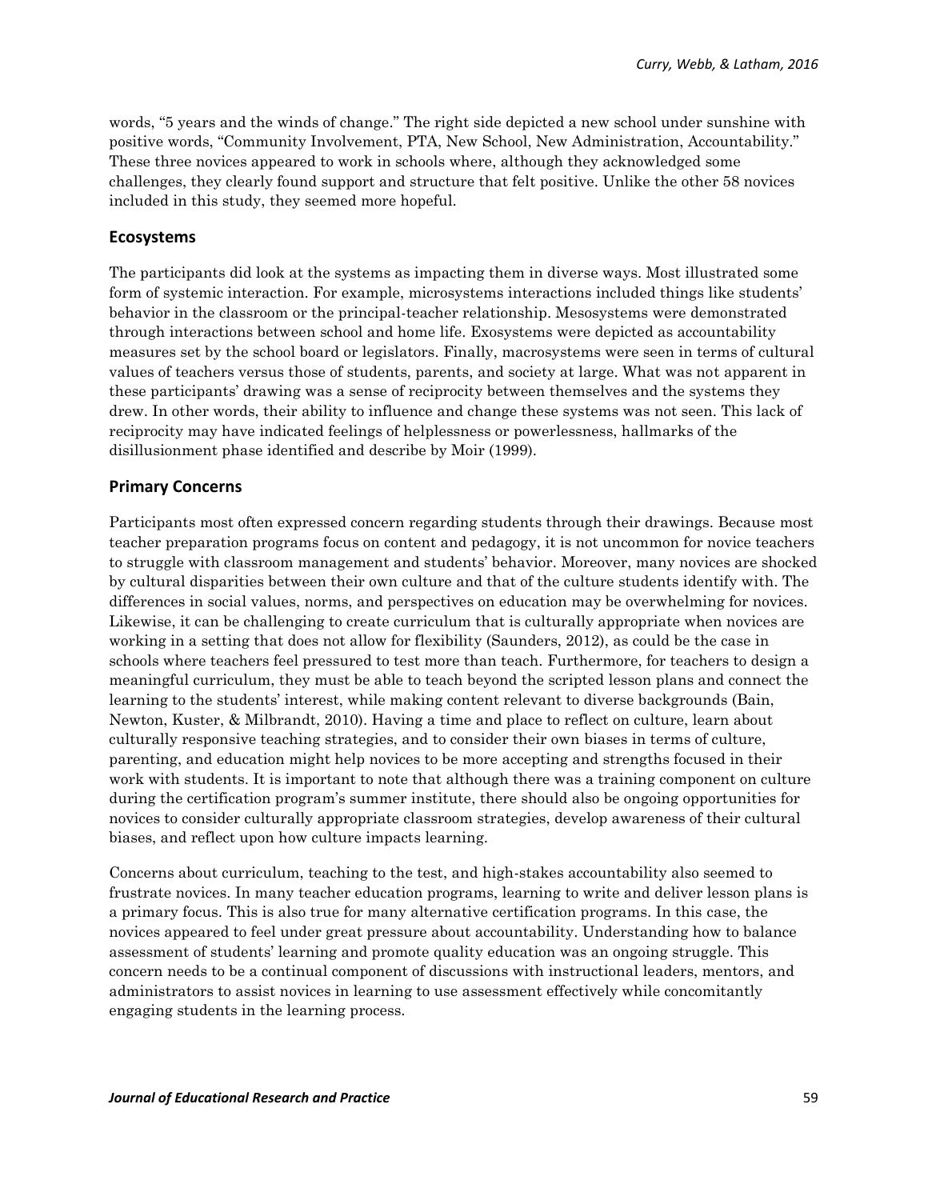words, "5 years and the winds of change." The right side depicted a new school under sunshine with positive words, "Community Involvement, PTA, New School, New Administration, Accountability." These three novices appeared to work in schools where, although they acknowledged some challenges, they clearly found support and structure that felt positive. Unlike the other 58 novices included in this study, they seemed more hopeful.

## Ecosystems

The participants did look at the systems as impacting them in diverse ways. Most illustrated some form of systemic interaction. For example, microsystems interactions included things like students' behavior in the classroom or the principal-teacher relationship. Mesosystems were demonstrated through interactions between school and home life. Exosystems were depicted as accountability measures set by the school board or legislators. Finally, macrosystems were seen in terms of cultural values of teachers versus those of students, parents, and society at large. What was not apparent in these participants' drawing was a sense of reciprocity between themselves and the systems they drew. In other words, their ability to influence and change these systems was not seen. This lack of reciprocity may have indicated feelings of helplessness or powerlessness, hallmarks of the disillusionment phase identified and describe by Moir (1999).

## Primary Concerns

Participants most often expressed concern regarding students through their drawings. Because most teacher preparation programs focus on content and pedagogy, it is not uncommon for novice teachers to struggle with classroom management and students' behavior. Moreover, many novices are shocked by cultural disparities between their own culture and that of the culture students identify with. The differences in social values, norms, and perspectives on education may be overwhelming for novices. Likewise, it can be challenging to create curriculum that is culturally appropriate when novices are working in a setting that does not allow for flexibility (Saunders, 2012), as could be the case in schools where teachers feel pressured to test more than teach. Furthermore, for teachers to design a meaningful curriculum, they must be able to teach beyond the scripted lesson plans and connect the learning to the students' interest, while making content relevant to diverse backgrounds (Bain, Newton, Kuster, & Milbrandt, 2010). Having a time and place to reflect on culture, learn about culturally responsive teaching strategies, and to consider their own biases in terms of culture, parenting, and education might help novices to be more accepting and strengths focused in their work with students. It is important to note that although there was a training component on culture during the certification program's summer institute, there should also be ongoing opportunities for novices to consider culturally appropriate classroom strategies, develop awareness of their cultural biases, and reflect upon how culture impacts learning.

Concerns about curriculum, teaching to the test, and high-stakes accountability also seemed to frustrate novices. In many teacher education programs, learning to write and deliver lesson plans is a primary focus. This is also true for many alternative certification programs. In this case, the novices appeared to feel under great pressure about accountability. Understanding how to balance assessment of students' learning and promote quality education was an ongoing struggle. This concern needs to be a continual component of discussions with instructional leaders, mentors, and administrators to assist novices in learning to use assessment effectively while concomitantly engaging students in the learning process.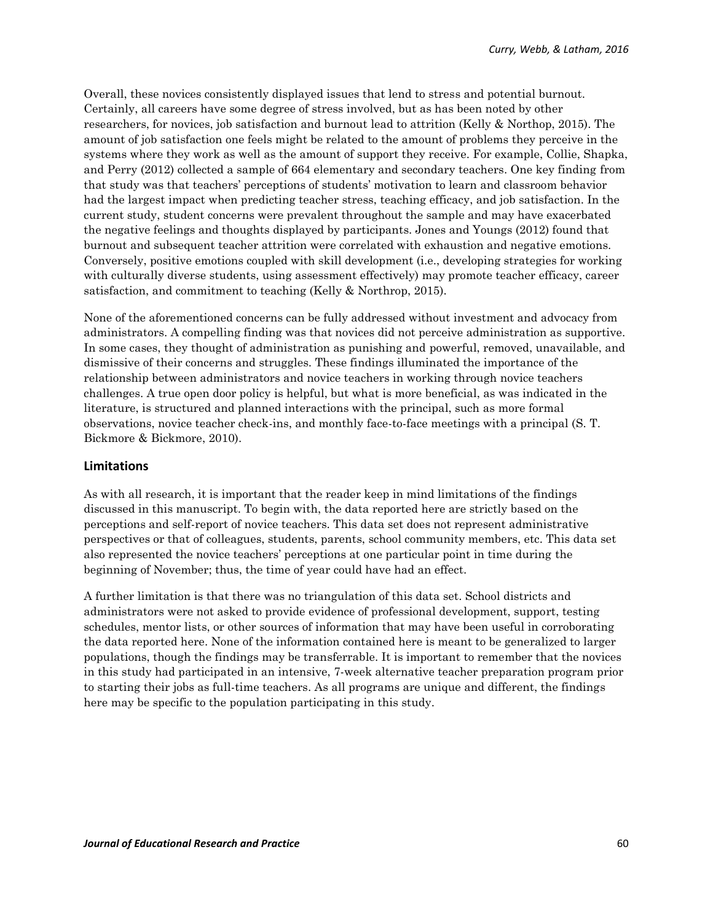Overall, these novices consistently displayed issues that lend to stress and potential burnout. Certainly, all careers have some degree of stress involved, but as has been noted by other researchers, for novices, job satisfaction and burnout lead to attrition (Kelly & Northop, 2015). The amount of job satisfaction one feels might be related to the amount of problems they perceive in the systems where they work as well as the amount of support they receive. For example, Collie, Shapka, and Perry (2012) collected a sample of 664 elementary and secondary teachers. One key finding from that study was that teachers' perceptions of students' motivation to learn and classroom behavior had the largest impact when predicting teacher stress, teaching efficacy, and job satisfaction. In the current study, student concerns were prevalent throughout the sample and may have exacerbated the negative feelings and thoughts displayed by participants. Jones and Youngs (2012) found that burnout and subsequent teacher attrition were correlated with exhaustion and negative emotions. Conversely, positive emotions coupled with skill development (i.e., developing strategies for working with culturally diverse students, using assessment effectively) may promote teacher efficacy, career satisfaction, and commitment to teaching (Kelly & Northrop, 2015).

None of the aforementioned concerns can be fully addressed without investment and advocacy from administrators. A compelling finding was that novices did not perceive administration as supportive. In some cases, they thought of administration as punishing and powerful, removed, unavailable, and dismissive of their concerns and struggles. These findings illuminated the importance of the relationship between administrators and novice teachers in working through novice teachers challenges. A true open door policy is helpful, but what is more beneficial, as was indicated in the literature, is structured and planned interactions with the principal, such as more formal observations, novice teacher check-ins, and monthly face-to-face meetings with a principal (S. T. Bickmore & Bickmore, 2010).

## Limitations

As with all research, it is important that the reader keep in mind limitations of the findings discussed in this manuscript. To begin with, the data reported here are strictly based on the perceptions and self-report of novice teachers. This data set does not represent administrative perspectives or that of colleagues, students, parents, school community members, etc. This data set also represented the novice teachers' perceptions at one particular point in time during the beginning of November; thus, the time of year could have had an effect.

A further limitation is that there was no triangulation of this data set. School districts and administrators were not asked to provide evidence of professional development, support, testing schedules, mentor lists, or other sources of information that may have been useful in corroborating the data reported here. None of the information contained here is meant to be generalized to larger populations, though the findings may be transferrable. It is important to remember that the novices in this study had participated in an intensive, 7-week alternative teacher preparation program prior to starting their jobs as full-time teachers. As all programs are unique and different, the findings here may be specific to the population participating in this study.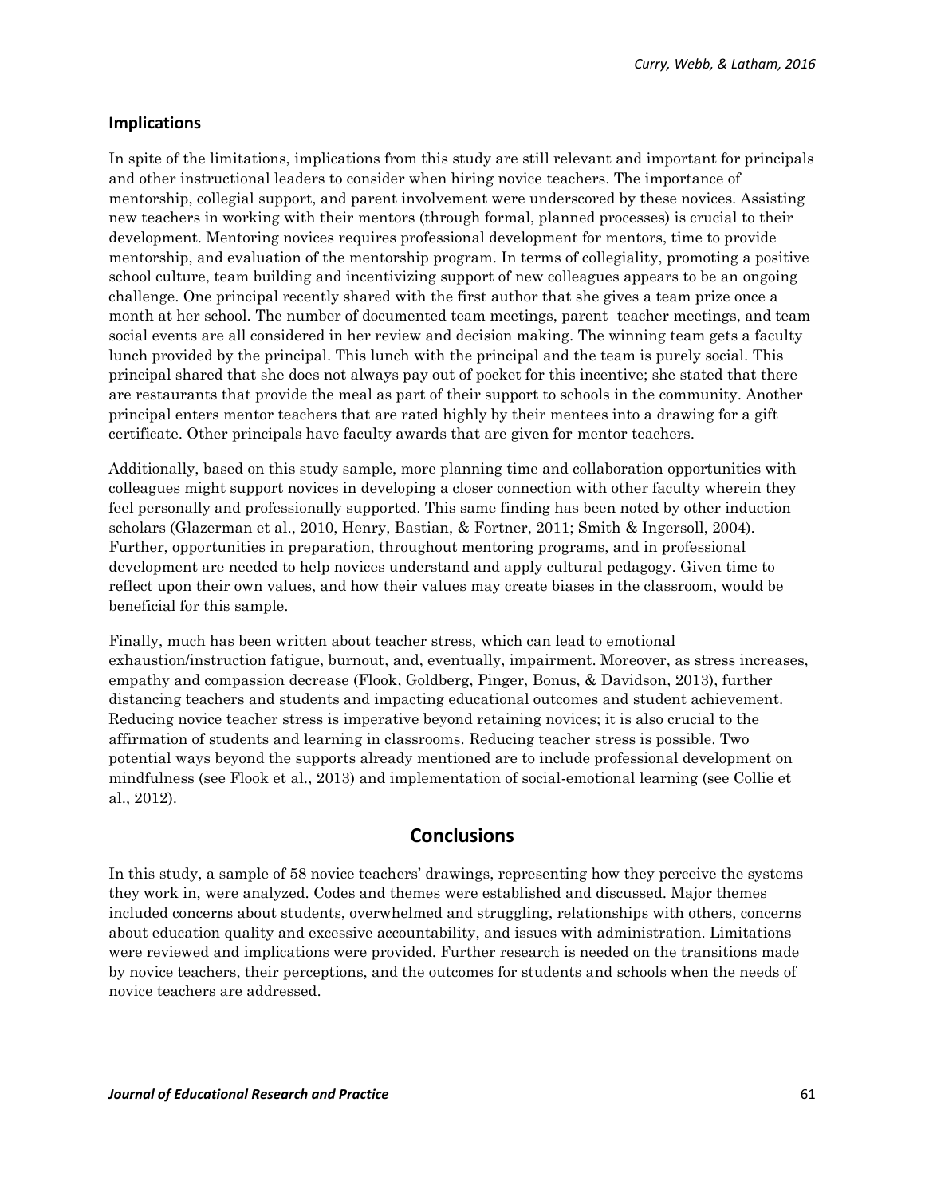### Implications

In spite of the limitations, implications from this study are still relevant and important for principals and other instructional leaders to consider when hiring novice teachers. The importance of mentorship, collegial support, and parent involvement were underscored by these novices. Assisting new teachers in working with their mentors (through formal, planned processes) is crucial to their development. Mentoring novices requires professional development for mentors, time to provide mentorship, and evaluation of the mentorship program. In terms of collegiality, promoting a positive school culture, team building and incentivizing support of new colleagues appears to be an ongoing challenge. One principal recently shared with the first author that she gives a team prize once a month at her school. The number of documented team meetings, parent–teacher meetings, and team social events are all considered in her review and decision making. The winning team gets a faculty lunch provided by the principal. This lunch with the principal and the team is purely social. This principal shared that she does not always pay out of pocket for this incentive; she stated that there are restaurants that provide the meal as part of their support to schools in the community. Another principal enters mentor teachers that are rated highly by their mentees into a drawing for a gift certificate. Other principals have faculty awards that are given for mentor teachers.

Additionally, based on this study sample, more planning time and collaboration opportunities with colleagues might support novices in developing a closer connection with other faculty wherein they feel personally and professionally supported. This same finding has been noted by other induction scholars (Glazerman et al., 2010, Henry, Bastian, & Fortner, 2011; Smith & Ingersoll, 2004). Further, opportunities in preparation, throughout mentoring programs, and in professional development are needed to help novices understand and apply cultural pedagogy. Given time to reflect upon their own values, and how their values may create biases in the classroom, would be beneficial for this sample.

Finally, much has been written about teacher stress, which can lead to emotional exhaustion/instruction fatigue, burnout, and, eventually, impairment. Moreover, as stress increases, empathy and compassion decrease (Flook, Goldberg, Pinger, Bonus, & Davidson, 2013), further distancing teachers and students and impacting educational outcomes and student achievement. Reducing novice teacher stress is imperative beyond retaining novices; it is also crucial to the affirmation of students and learning in classrooms. Reducing teacher stress is possible. Two potential ways beyond the supports already mentioned are to include professional development on mindfulness (see Flook et al., 2013) and implementation of social-emotional learning (see Collie et al., 2012).

## Conclusions

In this study, a sample of 58 novice teachers' drawings, representing how they perceive the systems they work in, were analyzed. Codes and themes were established and discussed. Major themes included concerns about students, overwhelmed and struggling, relationships with others, concerns about education quality and excessive accountability, and issues with administration. Limitations were reviewed and implications were provided. Further research is needed on the transitions made by novice teachers, their perceptions, and the outcomes for students and schools when the needs of novice teachers are addressed.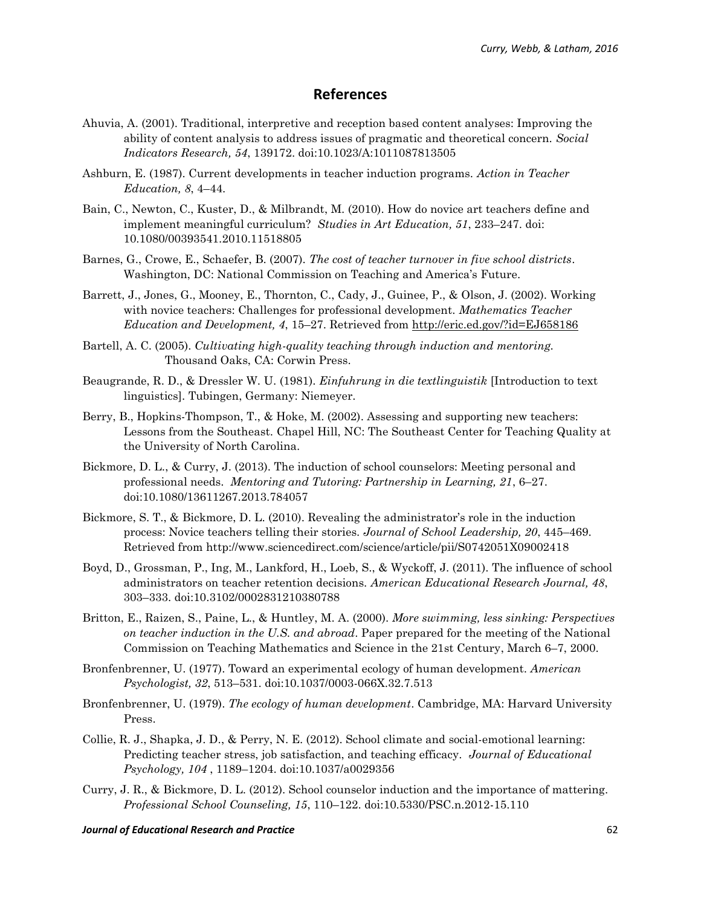## References

Ahuvia, A. (2001). Traditional, interpretive and reception based content analyses: Improving the ability of content analysis to address issues of pragmatic and theoretical concern. *Social Indicators Research, 54*, 139172. doi:10.1023/A:1011087813505

Ashburn, E. (1987). Current developments in teacher induction programs. *Action in Teacher Education, 8*, 4–44.

Bain, C., Newton, C., Kuster, D., & Milbrandt, M. (2010). How do novice art teachers define and implement meaningful curriculum? *Studies in Art Education, 51*, 233–247. doi: 10.1080/00393541.2010.11518805

Barnes, G., Crowe, E., Schaefer, B. (2007). *The cost of teacher turnover in five school districts*. Washington, DC: National Commission on Teaching and America's Future.

Barrett, J., Jones, G., Mooney, E., Thornton, C., Cady, J., Guinee, P., & Olson, J. (2002). Working with novice teachers: Challenges for professional development. *Mathematics Teacher Education and Development, 4*, 15–27. Retrieved from http://eric.ed.gov/?id=EJ658186

Bartell, A. C. (2005). *Cultivating high-quality teaching through induction and mentoring.* Thousand Oaks, CA: Corwin Press.

Beaugrande, R. D., & Dressler W. U. (1981). *Einfuhrung in die textlinguistik* [Introduction to text linguistics]. Tubingen, Germany: Niemeyer.

Berry, B., Hopkins-Thompson, T., & Hoke, M. (2002). Assessing and supporting new teachers: Lessons from the Southeast. Chapel Hill, NC: The Southeast Center for Teaching Quality at the University of North Carolina.

Bickmore, D. L., & Curry, J. (2013). The induction of school counselors: Meeting personal and professional needs. *Mentoring and Tutoring: Partnership in Learning, 21*, 6–27. doi:10.1080/13611267.2013.784057

Bickmore, S. T., & Bickmore, D. L. (2010). Revealing the administrator's role in the induction process: Novice teachers telling their stories. *Journal of School Leadership, 20*, 445–469. Retrieved from http://www.sciencedirect.com/science/article/pii/S0742051X09002418

Boyd, D., Grossman, P., Ing, M., Lankford, H., Loeb, S., & Wyckoff, J. (2011). The influence of school administrators on teacher retention decisions. *American Educational Research Journal, 48*, 303–333. doi:10.3102/0002831210380788

Britton, E., Raizen, S., Paine, L., & Huntley, M. A. (2000). *More swimming, less sinking: Perspectives on teacher induction in the U.S. and abroad*. Paper prepared for the meeting of the National Commission on Teaching Mathematics and Science in the 21st Century, March 6–7, 2000.

Bronfenbrenner, U. (1977). Toward an experimental ecology of human development. *American Psychologist, 32*, 513–531. doi:10.1037/0003-066X.32.7.513

Bronfenbrenner, U. (1979). *The ecology of human development*. Cambridge, MA: Harvard University Press.

Collie, R. J., Shapka, J. D., & Perry, N. E. (2012). School climate and social-emotional learning: Predicting teacher stress, job satisfaction, and teaching efficacy. *Journal of Educational Psychology, 104* , 1189–1204. doi:10.1037/a0029356

Curry, J. R., & Bickmore, D. L. (2012). School counselor induction and the importance of mattering. *Professional School Counseling, 15*, 110–122. doi:10.5330/PSC.n.2012-15.110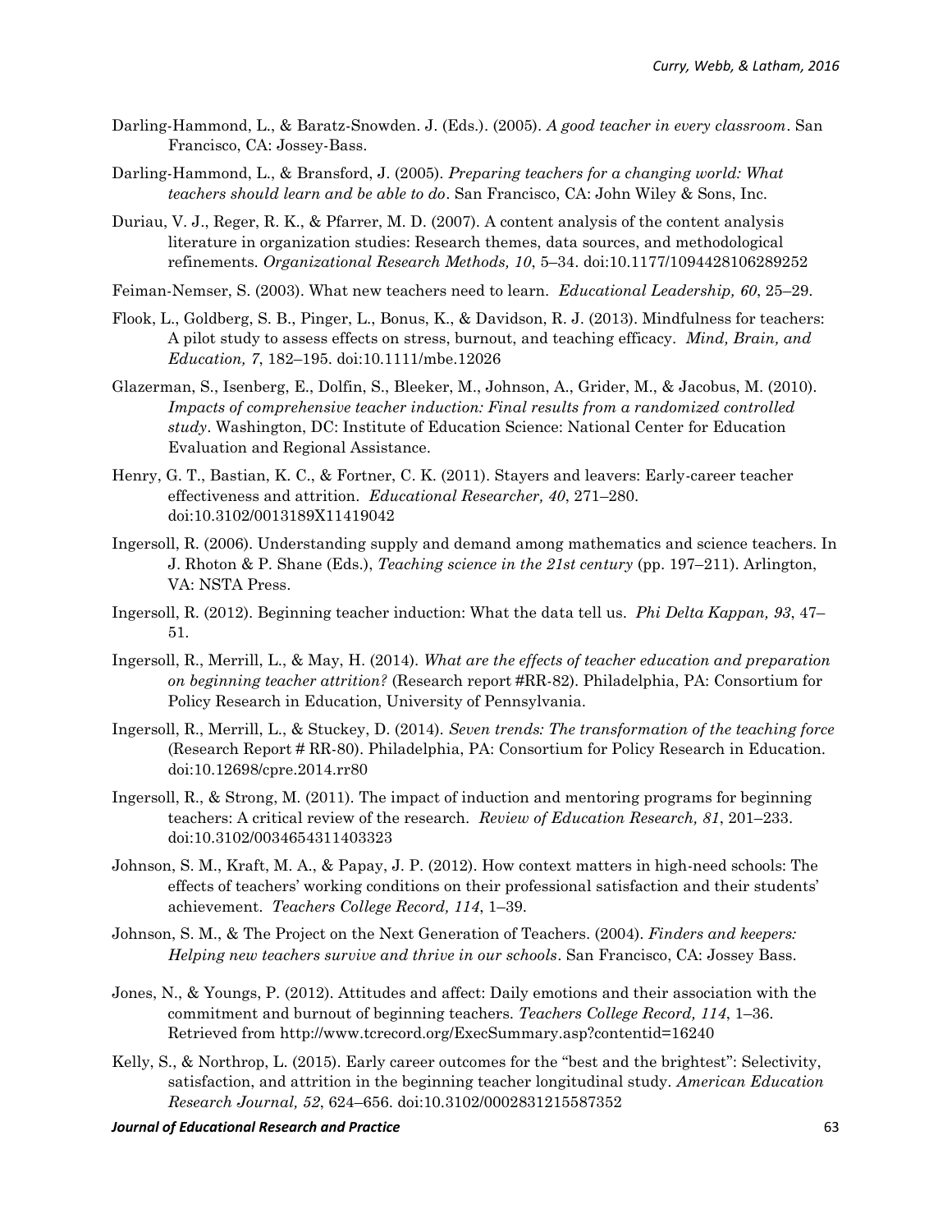Darling-Hammond, L., & Baratz-Snowden. J. (Eds.). (2005). *A good teacher in every classroom*. San Francisco, CA: Jossey-Bass.

Darling-Hammond, L., & Bransford, J. (2005). *Preparing teachers for a changing world: What teachers should learn and be able to do*. San Francisco, CA: John Wiley & Sons, Inc.

Duriau, V. J., Reger, R. K., & Pfarrer, M. D. (2007). A content analysis of the content analysis literature in organization studies: Research themes, data sources, and methodological refinements. *Organizational Research Methods, 10*, 5–34. doi:10.1177/1094428106289252

Feiman-Nemser, S. (2003). What new teachers need to learn. *Educational Leadership, 60*, 25–29.

Flook, L., Goldberg, S. B., Pinger, L., Bonus, K., & Davidson, R. J. (2013). Mindfulness for teachers: A pilot study to assess effects on stress, burnout, and teaching efficacy. *Mind, Brain, and Education, 7*, 182–195. doi:10.1111/mbe.12026

Glazerman, S., Isenberg, E., Dolfin, S., Bleeker, M., Johnson, A., Grider, M., & Jacobus, M. (2010). *Impacts of comprehensive teacher induction: Final results from a randomized controlled study*. Washington, DC: Institute of Education Science: National Center for Education Evaluation and Regional Assistance.

Henry, G. T., Bastian, K. C., & Fortner, C. K. (2011). Stayers and leavers: Early-career teacher effectiveness and attrition. *Educational Researcher, 40*, 271–280. doi:10.3102/0013189X11419042

Ingersoll, R. (2006). Understanding supply and demand among mathematics and science teachers. In J. Rhoton & P. Shane (Eds.), *Teaching science in the 21st century* (pp. 197–211). Arlington, VA: NSTA Press.

Ingersoll, R. (2012). Beginning teacher induction: What the data tell us. *Phi Delta Kappan, 93*, 47–51.

Ingersoll, R., Merrill, L., & May, H. (2014). *What are the effects of teacher education and preparation on beginning teacher attrition?* (Research report #RR-82). Philadelphia, PA: Consortium for Policy Research in Education, University of Pennsylvania.

Ingersoll, R., Merrill, L., & Stuckey, D. (2014). *Seven trends: The transformation of the teaching force* (Research Report # RR-80). Philadelphia, PA: Consortium for Policy Research in Education. doi:10.12698/cpre.2014.rr80

Ingersoll, R., & Strong, M. (2011). The impact of induction and mentoring programs for beginning teachers: A critical review of the research. *Review of Education Research, 81*, 201–233. doi:10.3102/0034654311403323

Johnson, S. M., Kraft, M. A., & Papay, J. P. (2012). How context matters in high-need schools: The effects of teachers' working conditions on their professional satisfaction and their students' achievement. *Teachers College Record, 114*, 1–39.

Johnson, S. M., & The Project on the Next Generation of Teachers. (2004). *Finders and keepers: Helping new teachers survive and thrive in our schools*. San Francisco, CA: Jossey Bass.

Jones, N., & Youngs, P. (2012). Attitudes and affect: Daily emotions and their association with the commitment and burnout of beginning teachers. *Teachers College Record, 114*, 1–36. Retrieved from http://www.tcrecord.org/ExecSummary.asp?contentid=16240

Kelly, S., & Northrop, L. (2015). Early career outcomes for the "best and the brightest": Selectivity, satisfaction, and attrition in the beginning teacher longitudinal study. *American Education Research Journal, 52*, 624–656. doi:10.3102/0002831215587352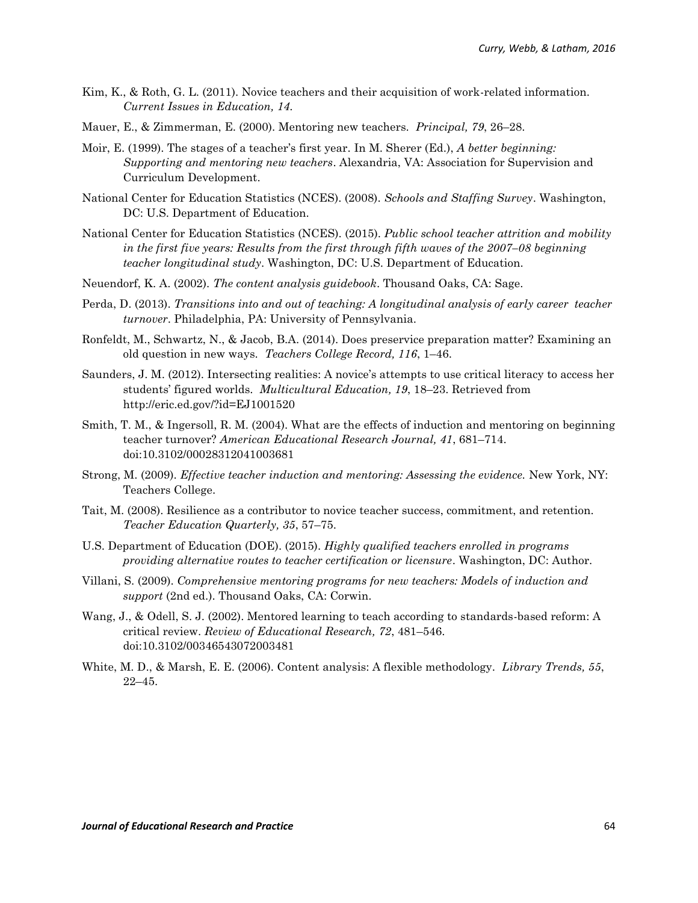Kim, K., & Roth, G. L. (2011). Novice teachers and their acquisition of work-related information. *Current Issues in Education, 14*.

Mauer, E., & Zimmerman, E. (2000). Mentoring new teachers. *Principal, 79*, 26–28.

Moir, E. (1999). The stages of a teacher's first year. In M. Sherer (Ed.), *A better beginning: Supporting and mentoring new teachers*. Alexandria, VA: Association for Supervision and Curriculum Development.

National Center for Education Statistics (NCES). (2008). *Schools and Staffing Survey*. Washington, DC: U.S. Department of Education.

National Center for Education Statistics (NCES). (2015). *Public school teacher attrition and mobility in the first five years: Results from the first through fifth waves of the 2007–08 beginning teacher longitudinal study*. Washington, DC: U.S. Department of Education.

Neuendorf, K. A. (2002). *The content analysis guidebook*. Thousand Oaks, CA: Sage.

Perda, D. (2013). *Transitions into and out of teaching: A longitudinal analysis of early career teacher turnover*. Philadelphia, PA: University of Pennsylvania.

Ronfeldt, M., Schwartz, N., & Jacob, B.A. (2014). Does preservice preparation matter? Examining an old question in new ways. *Teachers College Record, 116*, 1–46.

Saunders, J. M. (2012). Intersecting realities: A novice's attempts to use critical literacy to access her students' figured worlds. *Multicultural Education, 19*, 18–23. Retrieved from http://eric.ed.gov/?id=EJ1001520

Smith, T. M., & Ingersoll, R. M. (2004). What are the effects of induction and mentoring on beginning teacher turnover? *American Educational Research Journal, 41*, 681–714. doi:10.3102/00028312041003681

Strong, M. (2009). *Effective teacher induction and mentoring: Assessing the evidence.* New York, NY: Teachers College.

Tait, M. (2008). Resilience as a contributor to novice teacher success, commitment, and retention. *Teacher Education Quarterly, 35*, 57–75.

U.S. Department of Education (DOE). (2015). *Highly qualified teachers enrolled in programs providing alternative routes to teacher certification or licensure*. Washington, DC: Author.

Villani, S. (2009). *Comprehensive mentoring programs for new teachers: Models of induction and support* (2nd ed.). Thousand Oaks, CA: Corwin.

Wang, J., & Odell, S. J. (2002). Mentored learning to teach according to standards-based reform: A critical review. *Review of Educational Research, 72*, 481–546. doi:10.3102/00346543072003481

White, M. D., & Marsh, E. E. (2006). Content analysis: A flexible methodology. *Library Trends, 55*, 22–45.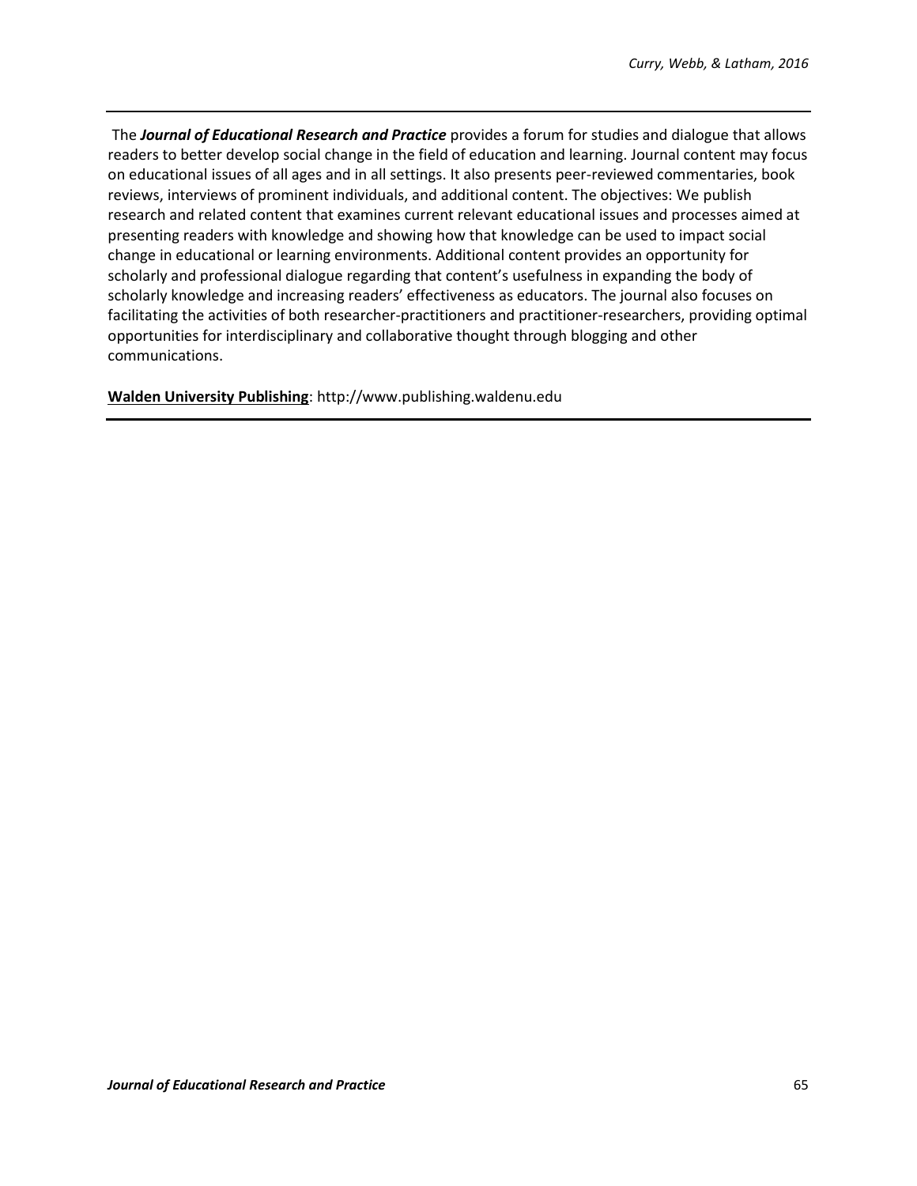The ***Journal of Educational Research and Practice*** provides a forum for studies and dialogue that allows readers to better develop social change in the field of education and learning. Journal content may focus on educational issues of all ages and in all settings. It also presents peer-reviewed commentaries, book reviews, interviews of prominent individuals, and additional content. The objectives: We publish research and related content that examines current relevant educational issues and processes aimed at presenting readers with knowledge and showing how that knowledge can be used to impact social change in educational or learning environments. Additional content provides an opportunity for scholarly and professional dialogue regarding that content's usefulness in expanding the body of scholarly knowledge and increasing readers' effectiveness as educators. The journal also focuses on facilitating the activities of both researcher-practitioners and practitioner-researchers, providing optimal opportunities for interdisciplinary and collaborative thought through blogging and other communications.

**Walden University Publishing**: http://www.publishing.waldenu.edu